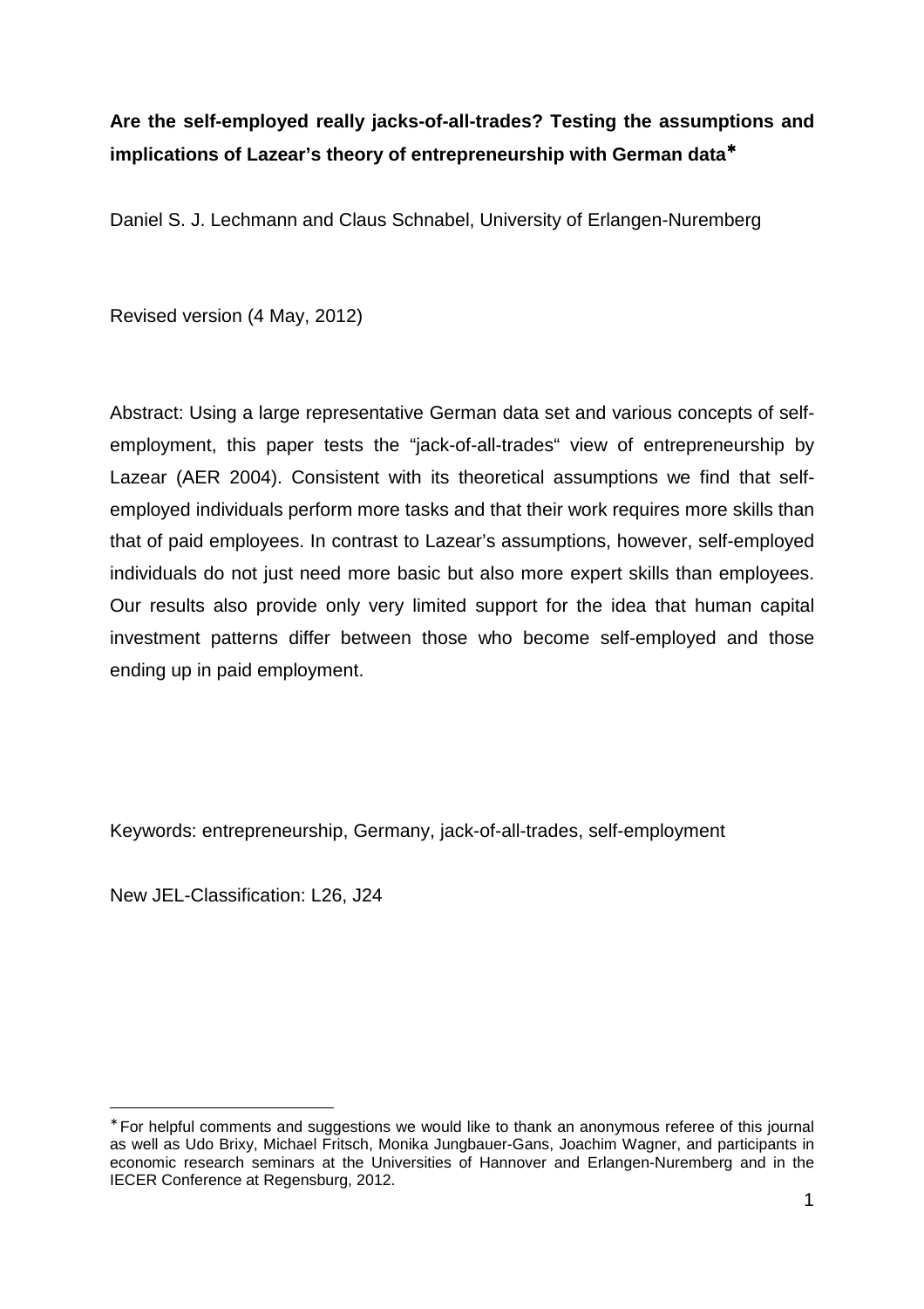# Are the self-employed really jacks-of-all-trades? Testing the assumptions and implications of Lazear's theory of entrepreneurship with German data*

Daniel S. J. Lechmann and Claus Schnabel, University of Erlangen-Nuremberg

Revised version (4 May, 2012)

Abstract: Using a large representative German data set and various concepts of self-employment, this paper tests the "jack-of-all-trades" view of entrepreneurship by Lazear (AER 2004). Consistent with its theoretical assumptions we find that self-employed individuals perform more tasks and that their work requires more skills than that of paid employees. In contrast to Lazear's assumptions, however, self-employed individuals do not just need more basic but also more expert skills than employees. Our results also provide only very limited support for the idea that human capital investment patterns differ between those who become self-employed and those ending up in paid employment.

Keywords: entrepreneurship, Germany, jack-of-all-trades, self-employment

New JEL-Classification: L26, J24

---

* For helpful comments and suggestions we would like to thank an anonymous referee of this journal as well as Udo Brixy, Michael Fritsch, Monika Jungbauer-Gans, Joachim Wagner, and participants in economic research seminars at the Universities of Hannover and Erlangen-Nuremberg and in the IECER Conference at Regensburg, 2012.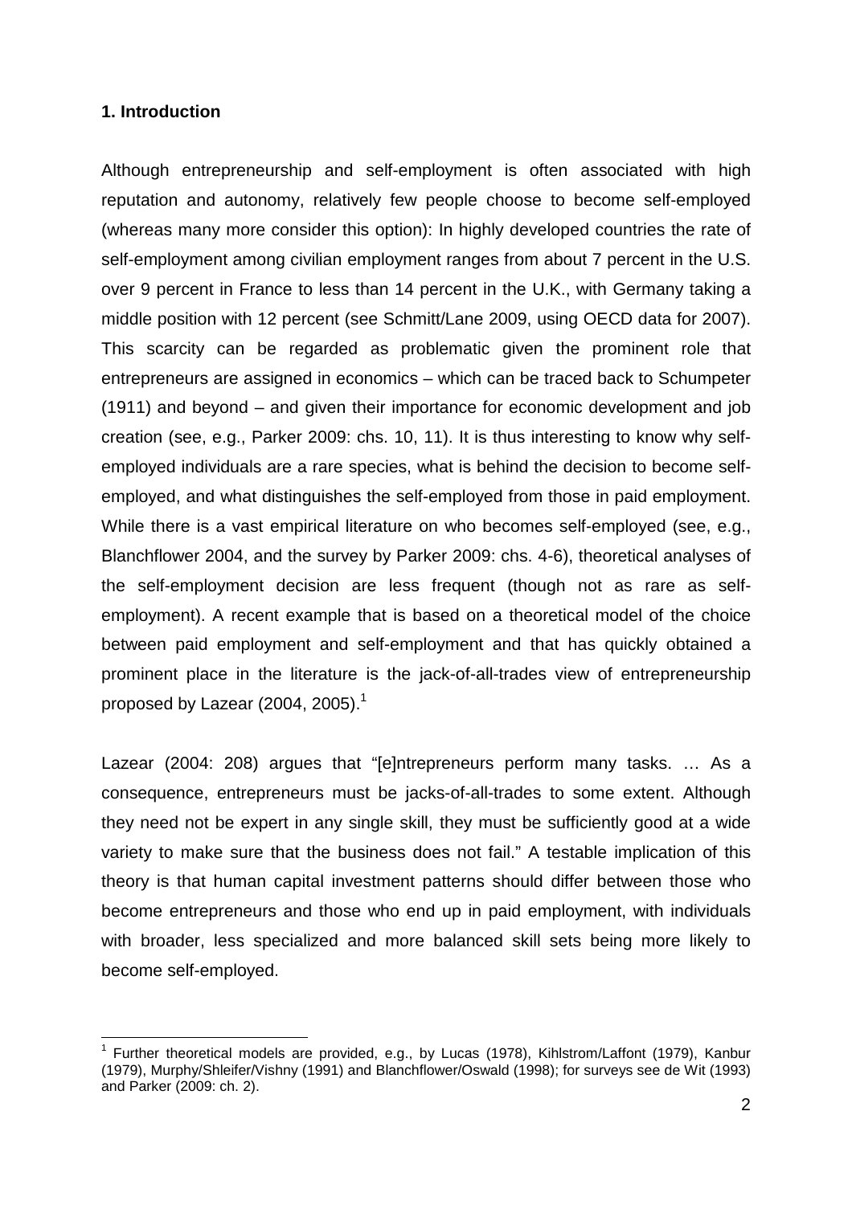## 1. Introduction

Although entrepreneurship and self-employment is often associated with high reputation and autonomy, relatively few people choose to become self-employed (whereas many more consider this option): In highly developed countries the rate of self-employment among civilian employment ranges from about 7 percent in the U.S. over 9 percent in France to less than 14 percent in the U.K., with Germany taking a middle position with 12 percent (see Schmitt/Lane 2009, using OECD data for 2007). This scarcity can be regarded as problematic given the prominent role that entrepreneurs are assigned in economics – which can be traced back to Schumpeter (1911) and beyond – and given their importance for economic development and job creation (see, e.g., Parker 2009: chs. 10, 11). It is thus interesting to know why self-employed individuals are a rare species, what is behind the decision to become self-employed, and what distinguishes the self-employed from those in paid employment. While there is a vast empirical literature on who becomes self-employed (see, e.g., Blanchflower 2004, and the survey by Parker 2009: chs. 4-6), theoretical analyses of the self-employment decision are less frequent (though not as rare as self-employment). A recent example that is based on a theoretical model of the choice between paid employment and self-employment and that has quickly obtained a prominent place in the literature is the jack-of-all-trades view of entrepreneurship proposed by Lazear (2004, 2005).[1]

Lazear (2004: 208) argues that "[e]ntrepreneurs perform many tasks. … As a consequence, entrepreneurs must be jacks-of-all-trades to some extent. Although they need not be expert in any single skill, they must be sufficiently good at a wide variety to make sure that the business does not fail." A testable implication of this theory is that human capital investment patterns should differ between those who become entrepreneurs and those who end up in paid employment, with individuals with broader, less specialized and more balanced skill sets being more likely to become self-employed.

[1] Further theoretical models are provided, e.g., by Lucas (1978), Kihlstrom/Laffont (1979), Kanbur (1979), Murphy/Shleifer/Vishny (1991) and Blanchflower/Oswald (1998); for surveys see de Wit (1993) and Parker (2009: ch. 2).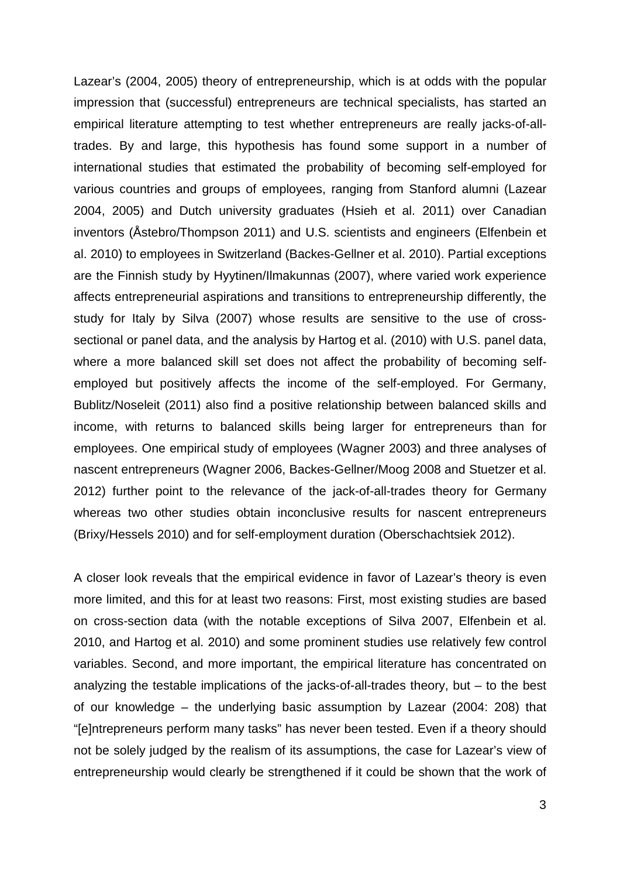Lazear's (2004, 2005) theory of entrepreneurship, which is at odds with the popular impression that (successful) entrepreneurs are technical specialists, has started an empirical literature attempting to test whether entrepreneurs are really jacks-of-all-trades. By and large, this hypothesis has found some support in a number of international studies that estimated the probability of becoming self-employed for various countries and groups of employees, ranging from Stanford alumni (Lazear 2004, 2005) and Dutch university graduates (Hsieh et al. 2011) over Canadian inventors (Åstebro/Thompson 2011) and U.S. scientists and engineers (Elfenbein et al. 2010) to employees in Switzerland (Backes-Gellner et al. 2010). Partial exceptions are the Finnish study by Hyytinen/Ilmakunnas (2007), where varied work experience affects entrepreneurial aspirations and transitions to entrepreneurship differently, the study for Italy by Silva (2007) whose results are sensitive to the use of cross-sectional or panel data, and the analysis by Hartog et al. (2010) with U.S. panel data, where a more balanced skill set does not affect the probability of becoming self-employed but positively affects the income of the self-employed. For Germany, Bublitz/Noseleit (2011) also find a positive relationship between balanced skills and income, with returns to balanced skills being larger for entrepreneurs than for employees. One empirical study of employees (Wagner 2003) and three analyses of nascent entrepreneurs (Wagner 2006, Backes-Gellner/Moog 2008 and Stuetzer et al. 2012) further point to the relevance of the jack-of-all-trades theory for Germany whereas two other studies obtain inconclusive results for nascent entrepreneurs (Brixy/Hessels 2010) and for self-employment duration (Oberschachtsiek 2012).

A closer look reveals that the empirical evidence in favor of Lazear's theory is even more limited, and this for at least two reasons: First, most existing studies are based on cross-section data (with the notable exceptions of Silva 2007, Elfenbein et al. 2010, and Hartog et al. 2010) and some prominent studies use relatively few control variables. Second, and more important, the empirical literature has concentrated on analyzing the testable implications of the jacks-of-all-trades theory, but – to the best of our knowledge – the underlying basic assumption by Lazear (2004: 208) that "[e]ntrepreneurs perform many tasks" has never been tested. Even if a theory should not be solely judged by the realism of its assumptions, the case for Lazear's view of entrepreneurship would clearly be strengthened if it could be shown that the work of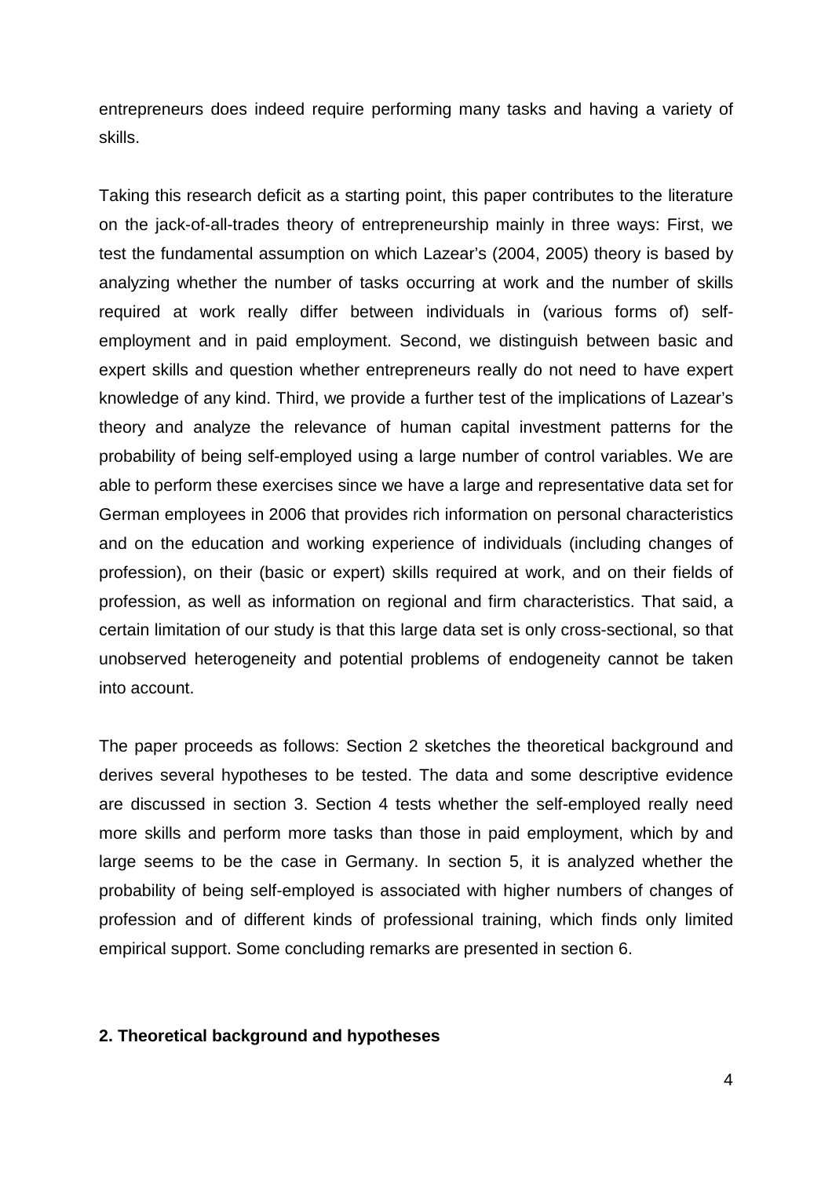entrepreneurs does indeed require performing many tasks and having a variety of skills.

Taking this research deficit as a starting point, this paper contributes to the literature on the jack-of-all-trades theory of entrepreneurship mainly in three ways: First, we test the fundamental assumption on which Lazear's (2004, 2005) theory is based by analyzing whether the number of tasks occurring at work and the number of skills required at work really differ between individuals in (various forms of) self-employment and in paid employment. Second, we distinguish between basic and expert skills and question whether entrepreneurs really do not need to have expert knowledge of any kind. Third, we provide a further test of the implications of Lazear's theory and analyze the relevance of human capital investment patterns for the probability of being self-employed using a large number of control variables. We are able to perform these exercises since we have a large and representative data set for German employees in 2006 that provides rich information on personal characteristics and on the education and working experience of individuals (including changes of profession), on their (basic or expert) skills required at work, and on their fields of profession, as well as information on regional and firm characteristics. That said, a certain limitation of our study is that this large data set is only cross-sectional, so that unobserved heterogeneity and potential problems of endogeneity cannot be taken into account.

The paper proceeds as follows: Section 2 sketches the theoretical background and derives several hypotheses to be tested. The data and some descriptive evidence are discussed in section 3. Section 4 tests whether the self-employed really need more skills and perform more tasks than those in paid employment, which by and large seems to be the case in Germany. In section 5, it is analyzed whether the probability of being self-employed is associated with higher numbers of changes of profession and of different kinds of professional training, which finds only limited empirical support. Some concluding remarks are presented in section 6.

## 2. Theoretical background and hypotheses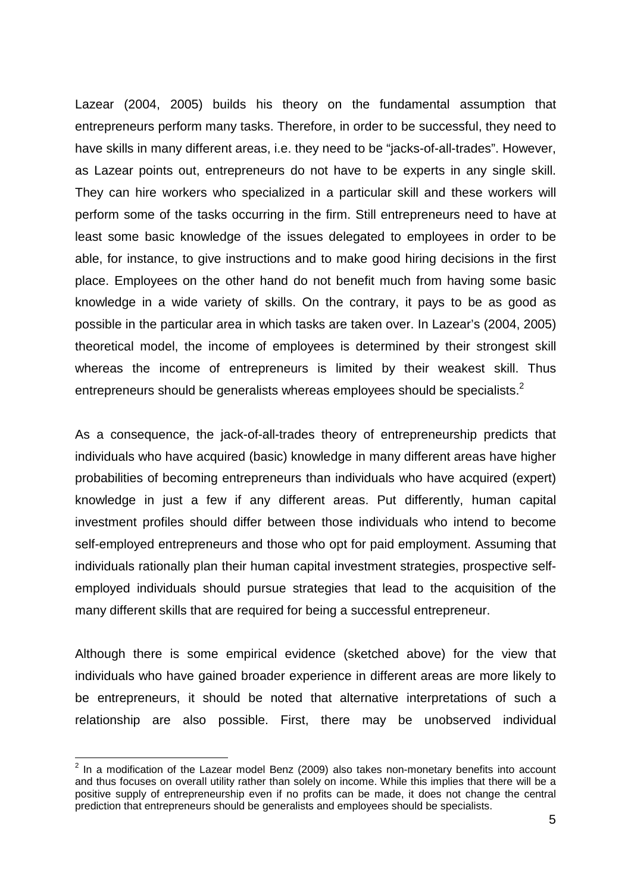Lazear (2004, 2005) builds his theory on the fundamental assumption that entrepreneurs perform many tasks. Therefore, in order to be successful, they need to have skills in many different areas, i.e. they need to be "jacks-of-all-trades". However, as Lazear points out, entrepreneurs do not have to be experts in any single skill. They can hire workers who specialized in a particular skill and these workers will perform some of the tasks occurring in the firm. Still entrepreneurs need to have at least some basic knowledge of the issues delegated to employees in order to be able, for instance, to give instructions and to make good hiring decisions in the first place. Employees on the other hand do not benefit much from having some basic knowledge in a wide variety of skills. On the contrary, it pays to be as good as possible in the particular area in which tasks are taken over. In Lazear's (2004, 2005) theoretical model, the income of employees is determined by their strongest skill whereas the income of entrepreneurs is limited by their weakest skill. Thus entrepreneurs should be generalists whereas employees should be specialists.[2]

As a consequence, the jack-of-all-trades theory of entrepreneurship predicts that individuals who have acquired (basic) knowledge in many different areas have higher probabilities of becoming entrepreneurs than individuals who have acquired (expert) knowledge in just a few if any different areas. Put differently, human capital investment profiles should differ between those individuals who intend to become self-employed entrepreneurs and those who opt for paid employment. Assuming that individuals rationally plan their human capital investment strategies, prospective self-employed individuals should pursue strategies that lead to the acquisition of the many different skills that are required for being a successful entrepreneur.

Although there is some empirical evidence (sketched above) for the view that individuals who have gained broader experience in different areas are more likely to be entrepreneurs, it should be noted that alternative interpretations of such a relationship are also possible. First, there may be unobserved individual

---

[2] In a modification of the Lazear model Benz (2009) also takes non-monetary benefits into account and thus focuses on overall utility rather than solely on income. While this implies that there will be a positive supply of entrepreneurship even if no profits can be made, it does not change the central prediction that entrepreneurs should be generalists and employees should be specialists.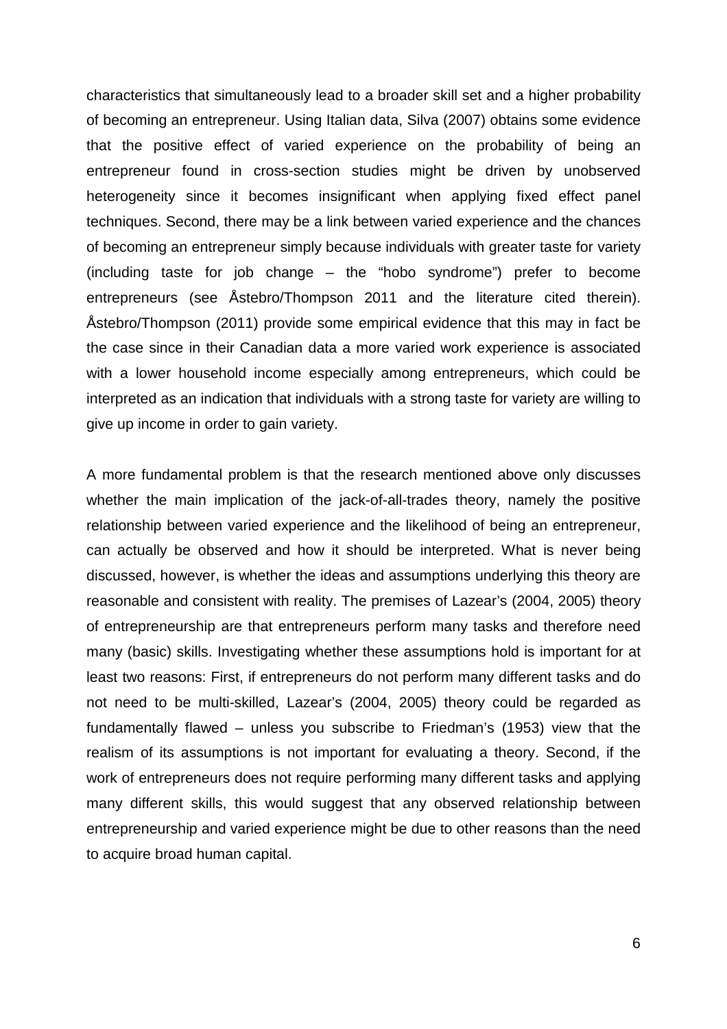characteristics that simultaneously lead to a broader skill set and a higher probability of becoming an entrepreneur. Using Italian data, Silva (2007) obtains some evidence that the positive effect of varied experience on the probability of being an entrepreneur found in cross-section studies might be driven by unobserved heterogeneity since it becomes insignificant when applying fixed effect panel techniques. Second, there may be a link between varied experience and the chances of becoming an entrepreneur simply because individuals with greater taste for variety (including taste for job change – the "hobo syndrome") prefer to become entrepreneurs (see Åstebro/Thompson 2011 and the literature cited therein). Åstebro/Thompson (2011) provide some empirical evidence that this may in fact be the case since in their Canadian data a more varied work experience is associated with a lower household income especially among entrepreneurs, which could be interpreted as an indication that individuals with a strong taste for variety are willing to give up income in order to gain variety.

A more fundamental problem is that the research mentioned above only discusses whether the main implication of the jack-of-all-trades theory, namely the positive relationship between varied experience and the likelihood of being an entrepreneur, can actually be observed and how it should be interpreted. What is never being discussed, however, is whether the ideas and assumptions underlying this theory are reasonable and consistent with reality. The premises of Lazear's (2004, 2005) theory of entrepreneurship are that entrepreneurs perform many tasks and therefore need many (basic) skills. Investigating whether these assumptions hold is important for at least two reasons: First, if entrepreneurs do not perform many different tasks and do not need to be multi-skilled, Lazear's (2004, 2005) theory could be regarded as fundamentally flawed – unless you subscribe to Friedman's (1953) view that the realism of its assumptions is not important for evaluating a theory. Second, if the work of entrepreneurs does not require performing many different tasks and applying many different skills, this would suggest that any observed relationship between entrepreneurship and varied experience might be due to other reasons than the need to acquire broad human capital.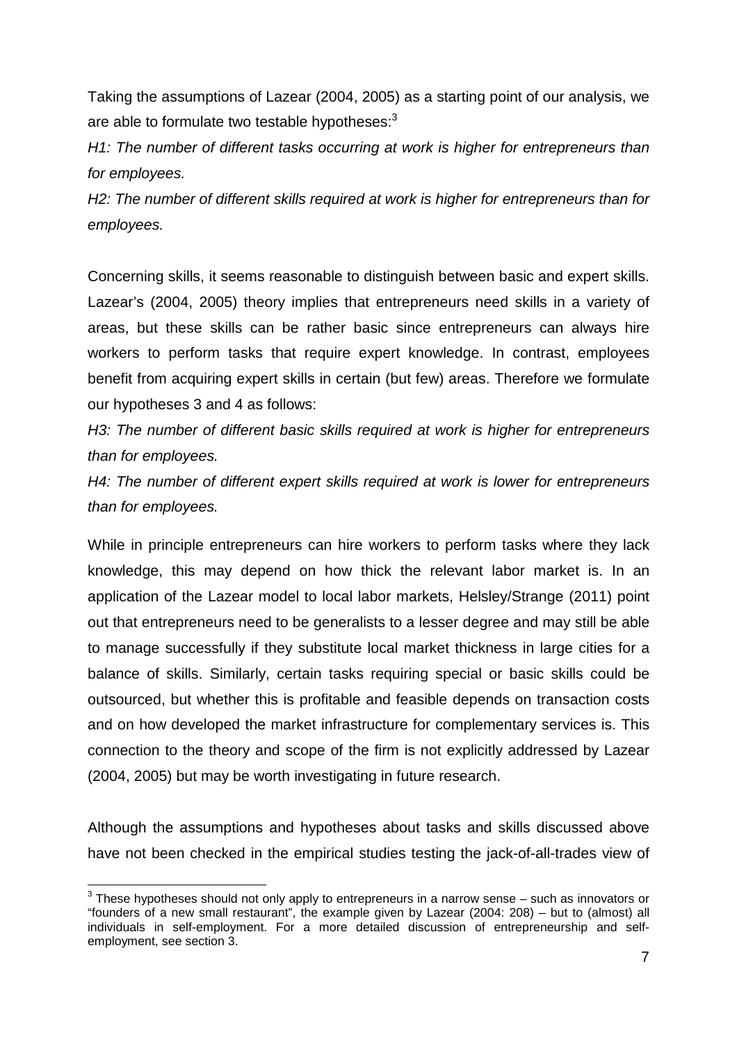Taking the assumptions of Lazear (2004, 2005) as a starting point of our analysis, we are able to formulate two testable hypotheses:[3]

*H1: The number of different tasks occurring at work is higher for entrepreneurs than for employees.*

*H2: The number of different skills required at work is higher for entrepreneurs than for employees.*

Concerning skills, it seems reasonable to distinguish between basic and expert skills. Lazear's (2004, 2005) theory implies that entrepreneurs need skills in a variety of areas, but these skills can be rather basic since entrepreneurs can always hire workers to perform tasks that require expert knowledge. In contrast, employees benefit from acquiring expert skills in certain (but few) areas. Therefore we formulate our hypotheses 3 and 4 as follows:

*H3: The number of different basic skills required at work is higher for entrepreneurs than for employees.*

*H4: The number of different expert skills required at work is lower for entrepreneurs than for employees.*

While in principle entrepreneurs can hire workers to perform tasks where they lack knowledge, this may depend on how thick the relevant labor market is. In an application of the Lazear model to local labor markets, Helsley/Strange (2011) point out that entrepreneurs need to be generalists to a lesser degree and may still be able to manage successfully if they substitute local market thickness in large cities for a balance of skills. Similarly, certain tasks requiring special or basic skills could be outsourced, but whether this is profitable and feasible depends on transaction costs and on how developed the market infrastructure for complementary services is. This connection to the theory and scope of the firm is not explicitly addressed by Lazear (2004, 2005) but may be worth investigating in future research.

Although the assumptions and hypotheses about tasks and skills discussed above have not been checked in the empirical studies testing the jack-of-all-trades view of

---

[3] These hypotheses should not only apply to entrepreneurs in a narrow sense – such as innovators or "founders of a new small restaurant", the example given by Lazear (2004: 208) – but to (almost) all individuals in self-employment. For a more detailed discussion of entrepreneurship and self-employment, see section 3.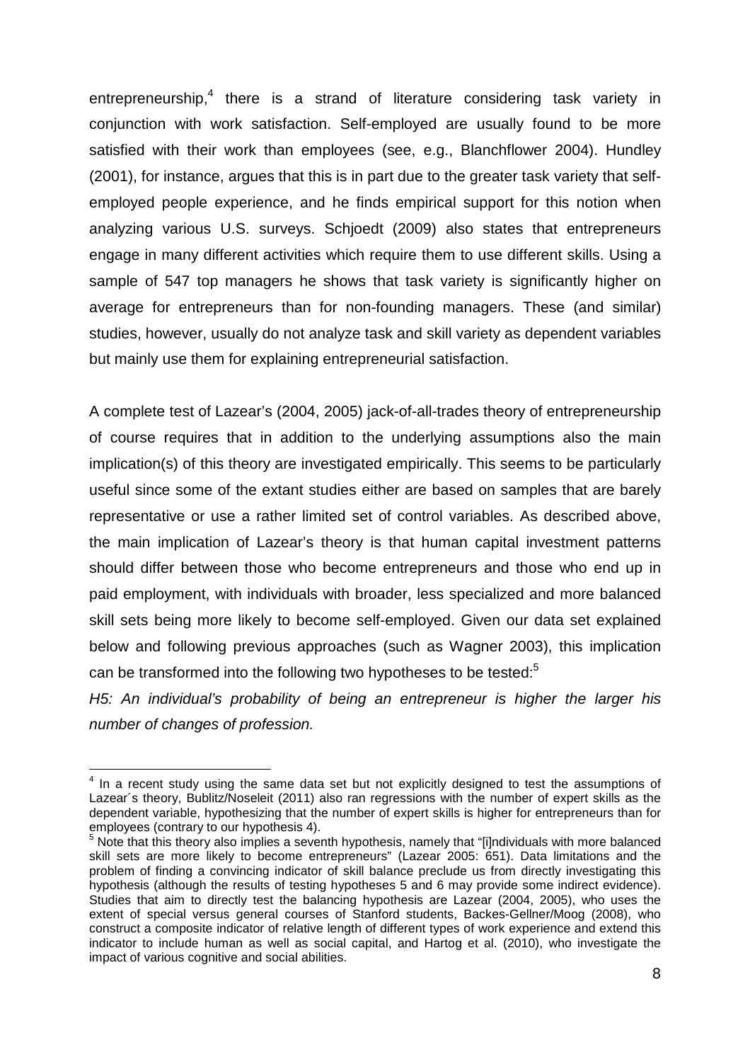entrepreneurship,[4] there is a strand of literature considering task variety in conjunction with work satisfaction. Self-employed are usually found to be more satisfied with their work than employees (see, e.g., Blanchflower 2004). Hundley (2001), for instance, argues that this is in part due to the greater task variety that self-employed people experience, and he finds empirical support for this notion when analyzing various U.S. surveys. Schjoedt (2009) also states that entrepreneurs engage in many different activities which require them to use different skills. Using a sample of 547 top managers he shows that task variety is significantly higher on average for entrepreneurs than for non-founding managers. These (and similar) studies, however, usually do not analyze task and skill variety as dependent variables but mainly use them for explaining entrepreneurial satisfaction.

A complete test of Lazear's (2004, 2005) jack-of-all-trades theory of entrepreneurship of course requires that in addition to the underlying assumptions also the main implication(s) of this theory are investigated empirically. This seems to be particularly useful since some of the extant studies either are based on samples that are barely representative or use a rather limited set of control variables. As described above, the main implication of Lazear's theory is that human capital investment patterns should differ between those who become entrepreneurs and those who end up in paid employment, with individuals with broader, less specialized and more balanced skill sets being more likely to become self-employed. Given our data set explained below and following previous approaches (such as Wagner 2003), this implication can be transformed into the following two hypotheses to be tested:[5]

*H5: An individual's probability of being an entrepreneur is higher the larger his number of changes of profession.*

[4] In a recent study using the same data set but not explicitly designed to test the assumptions of Lazear´s theory, Bublitz/Noseleit (2011) also ran regressions with the number of expert skills as the dependent variable, hypothesizing that the number of expert skills is higher for entrepreneurs than for employees (contrary to our hypothesis 4).

[5] Note that this theory also implies a seventh hypothesis, namely that "[i]ndividuals with more balanced skill sets are more likely to become entrepreneurs" (Lazear 2005: 651). Data limitations and the problem of finding a convincing indicator of skill balance preclude us from directly investigating this hypothesis (although the results of testing hypotheses 5 and 6 may provide some indirect evidence). Studies that aim to directly test the balancing hypothesis are Lazear (2004, 2005), who uses the extent of special versus general courses of Stanford students, Backes-Gellner/Moog (2008), who construct a composite indicator of relative length of different types of work experience and extend this indicator to include human as well as social capital, and Hartog et al. (2010), who investigate the impact of various cognitive and social abilities.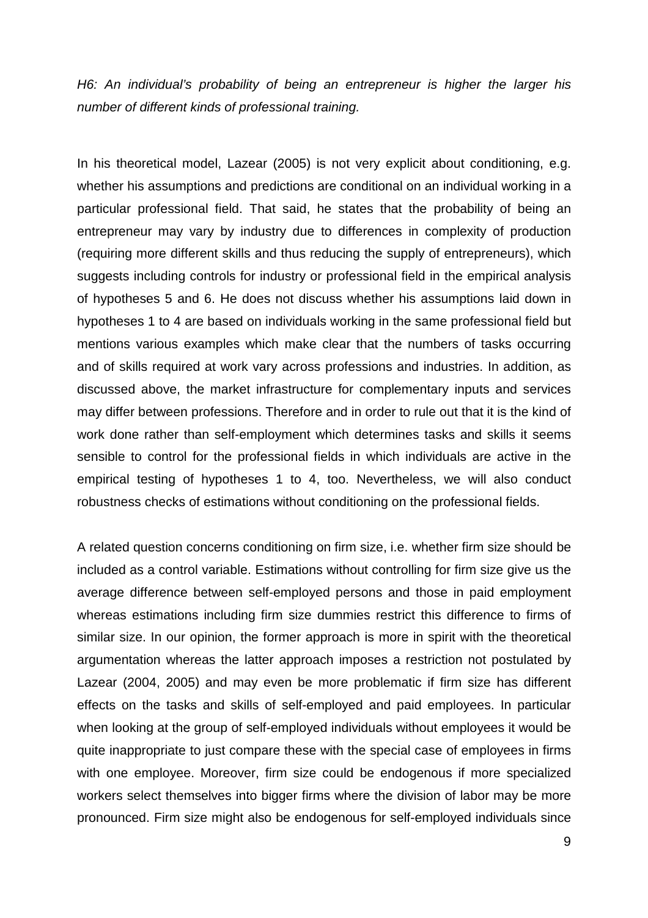*H6: An individual's probability of being an entrepreneur is higher the larger his number of different kinds of professional training.*

In his theoretical model, Lazear (2005) is not very explicit about conditioning, e.g. whether his assumptions and predictions are conditional on an individual working in a particular professional field. That said, he states that the probability of being an entrepreneur may vary by industry due to differences in complexity of production (requiring more different skills and thus reducing the supply of entrepreneurs), which suggests including controls for industry or professional field in the empirical analysis of hypotheses 5 and 6. He does not discuss whether his assumptions laid down in hypotheses 1 to 4 are based on individuals working in the same professional field but mentions various examples which make clear that the numbers of tasks occurring and of skills required at work vary across professions and industries. In addition, as discussed above, the market infrastructure for complementary inputs and services may differ between professions. Therefore and in order to rule out that it is the kind of work done rather than self-employment which determines tasks and skills it seems sensible to control for the professional fields in which individuals are active in the empirical testing of hypotheses 1 to 4, too. Nevertheless, we will also conduct robustness checks of estimations without conditioning on the professional fields.

A related question concerns conditioning on firm size, i.e. whether firm size should be included as a control variable. Estimations without controlling for firm size give us the average difference between self-employed persons and those in paid employment whereas estimations including firm size dummies restrict this difference to firms of similar size. In our opinion, the former approach is more in spirit with the theoretical argumentation whereas the latter approach imposes a restriction not postulated by Lazear (2004, 2005) and may even be more problematic if firm size has different effects on the tasks and skills of self-employed and paid employees. In particular when looking at the group of self-employed individuals without employees it would be quite inappropriate to just compare these with the special case of employees in firms with one employee. Moreover, firm size could be endogenous if more specialized workers select themselves into bigger firms where the division of labor may be more pronounced. Firm size might also be endogenous for self-employed individuals since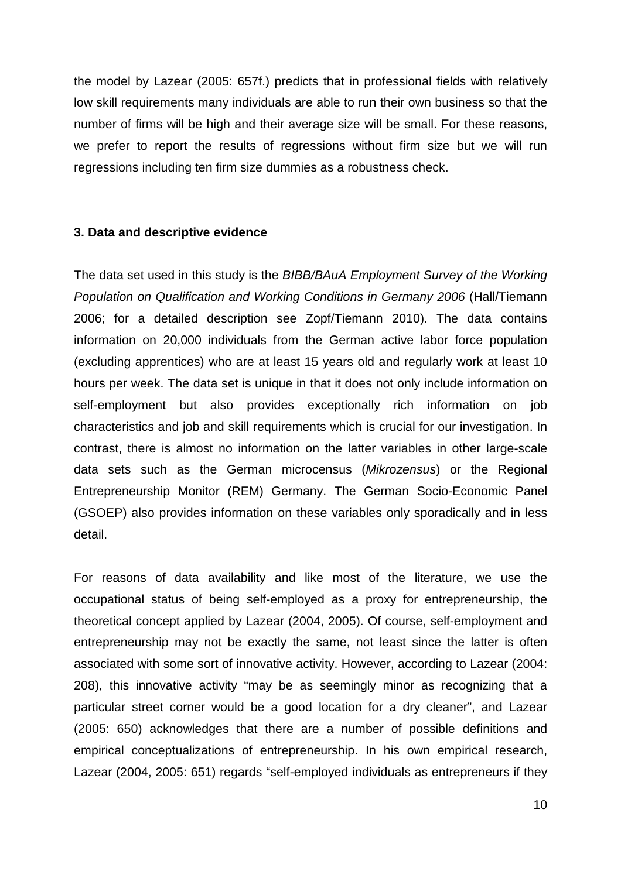the model by Lazear (2005: 657f.) predicts that in professional fields with relatively low skill requirements many individuals are able to run their own business so that the number of firms will be high and their average size will be small. For these reasons, we prefer to report the results of regressions without firm size but we will run regressions including ten firm size dummies as a robustness check.

### 3. Data and descriptive evidence

The data set used in this study is the *BIBB/BAuA Employment Survey of the Working Population on Qualification and Working Conditions in Germany 2006* (Hall/Tiemann 2006; for a detailed description see Zopf/Tiemann 2010). The data contains information on 20,000 individuals from the German active labor force population (excluding apprentices) who are at least 15 years old and regularly work at least 10 hours per week. The data set is unique in that it does not only include information on self-employment but also provides exceptionally rich information on job characteristics and job and skill requirements which is crucial for our investigation. In contrast, there is almost no information on the latter variables in other large-scale data sets such as the German microcensus (*Mikrozensus*) or the Regional Entrepreneurship Monitor (REM) Germany. The German Socio-Economic Panel (GSOEP) also provides information on these variables only sporadically and in less detail.

For reasons of data availability and like most of the literature, we use the occupational status of being self-employed as a proxy for entrepreneurship, the theoretical concept applied by Lazear (2004, 2005). Of course, self-employment and entrepreneurship may not be exactly the same, not least since the latter is often associated with some sort of innovative activity. However, according to Lazear (2004: 208), this innovative activity "may be as seemingly minor as recognizing that a particular street corner would be a good location for a dry cleaner", and Lazear (2005: 650) acknowledges that there are a number of possible definitions and empirical conceptualizations of entrepreneurship. In his own empirical research, Lazear (2004, 2005: 651) regards "self-employed individuals as entrepreneurs if they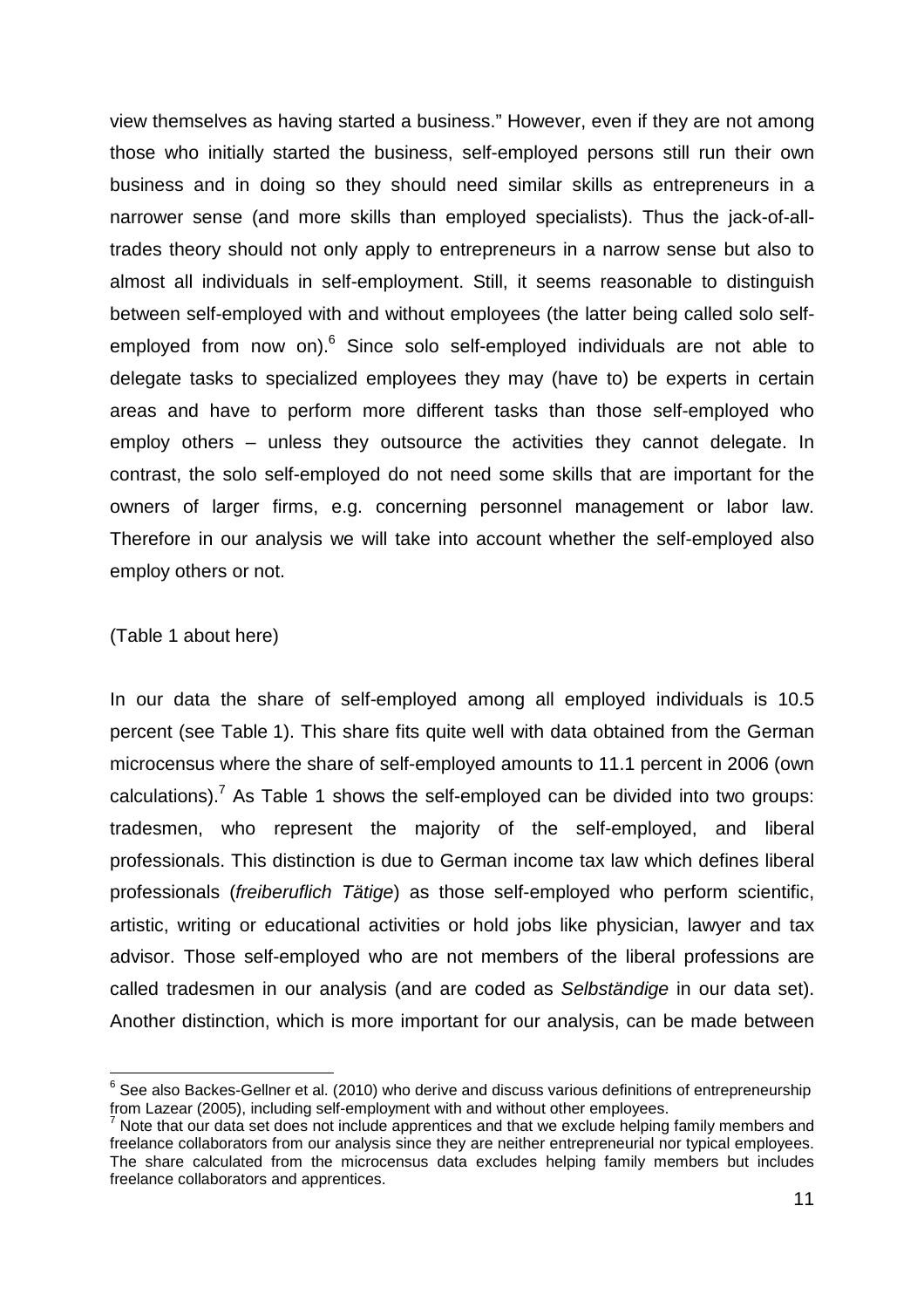view themselves as having started a business." However, even if they are not among those who initially started the business, self-employed persons still run their own business and in doing so they should need similar skills as entrepreneurs in a narrower sense (and more skills than employed specialists). Thus the jack-of-all-trades theory should not only apply to entrepreneurs in a narrow sense but also to almost all individuals in self-employment. Still, it seems reasonable to distinguish between self-employed with and without employees (the latter being called solo self-employed from now on).[6] Since solo self-employed individuals are not able to delegate tasks to specialized employees they may (have to) be experts in certain areas and have to perform more different tasks than those self-employed who employ others – unless they outsource the activities they cannot delegate. In contrast, the solo self-employed do not need some skills that are important for the owners of larger firms, e.g. concerning personnel management or labor law. Therefore in our analysis we will take into account whether the self-employed also employ others or not.

(Table 1 about here)

In our data the share of self-employed among all employed individuals is 10.5 percent (see Table 1). This share fits quite well with data obtained from the German microcensus where the share of self-employed amounts to 11.1 percent in 2006 (own calculations).[7] As Table 1 shows the self-employed can be divided into two groups: tradesmen, who represent the majority of the self-employed, and liberal professionals. This distinction is due to German income tax law which defines liberal professionals (*freiberuflich Tätige*) as those self-employed who perform scientific, artistic, writing or educational activities or hold jobs like physician, lawyer and tax advisor. Those self-employed who are not members of the liberal professions are called tradesmen in our analysis (and are coded as *Selbständige* in our data set). Another distinction, which is more important for our analysis, can be made between

[6] See also Backes-Gellner et al. (2010) who derive and discuss various definitions of entrepreneurship from Lazear (2005), including self-employment with and without other employees.

[7] Note that our data set does not include apprentices and that we exclude helping family members and freelance collaborators from our analysis since they are neither entrepreneurial nor typical employees. The share calculated from the microcensus data excludes helping family members but includes freelance collaborators and apprentices.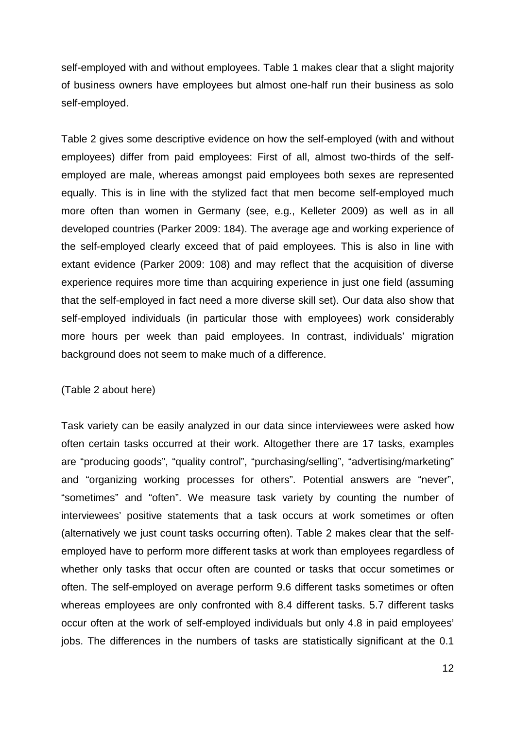self-employed with and without employees. Table 1 makes clear that a slight majority of business owners have employees but almost one-half run their business as solo self-employed.

Table 2 gives some descriptive evidence on how the self-employed (with and without employees) differ from paid employees: First of all, almost two-thirds of the self-employed are male, whereas amongst paid employees both sexes are represented equally. This is in line with the stylized fact that men become self-employed much more often than women in Germany (see, e.g., Kelleter 2009) as well as in all developed countries (Parker 2009: 184). The average age and working experience of the self-employed clearly exceed that of paid employees. This is also in line with extant evidence (Parker 2009: 108) and may reflect that the acquisition of diverse experience requires more time than acquiring experience in just one field (assuming that the self-employed in fact need a more diverse skill set). Our data also show that self-employed individuals (in particular those with employees) work considerably more hours per week than paid employees. In contrast, individuals' migration background does not seem to make much of a difference.

(Table 2 about here)

Task variety can be easily analyzed in our data since interviewees were asked how often certain tasks occurred at their work. Altogether there are 17 tasks, examples are "producing goods", "quality control", "purchasing/selling", "advertising/marketing" and "organizing working processes for others". Potential answers are "never", "sometimes" and "often". We measure task variety by counting the number of interviewees' positive statements that a task occurs at work sometimes or often (alternatively we just count tasks occurring often). Table 2 makes clear that the self-employed have to perform more different tasks at work than employees regardless of whether only tasks that occur often are counted or tasks that occur sometimes or often. The self-employed on average perform 9.6 different tasks sometimes or often whereas employees are only confronted with 8.4 different tasks. 5.7 different tasks occur often at the work of self-employed individuals but only 4.8 in paid employees' jobs. The differences in the numbers of tasks are statistically significant at the 0.1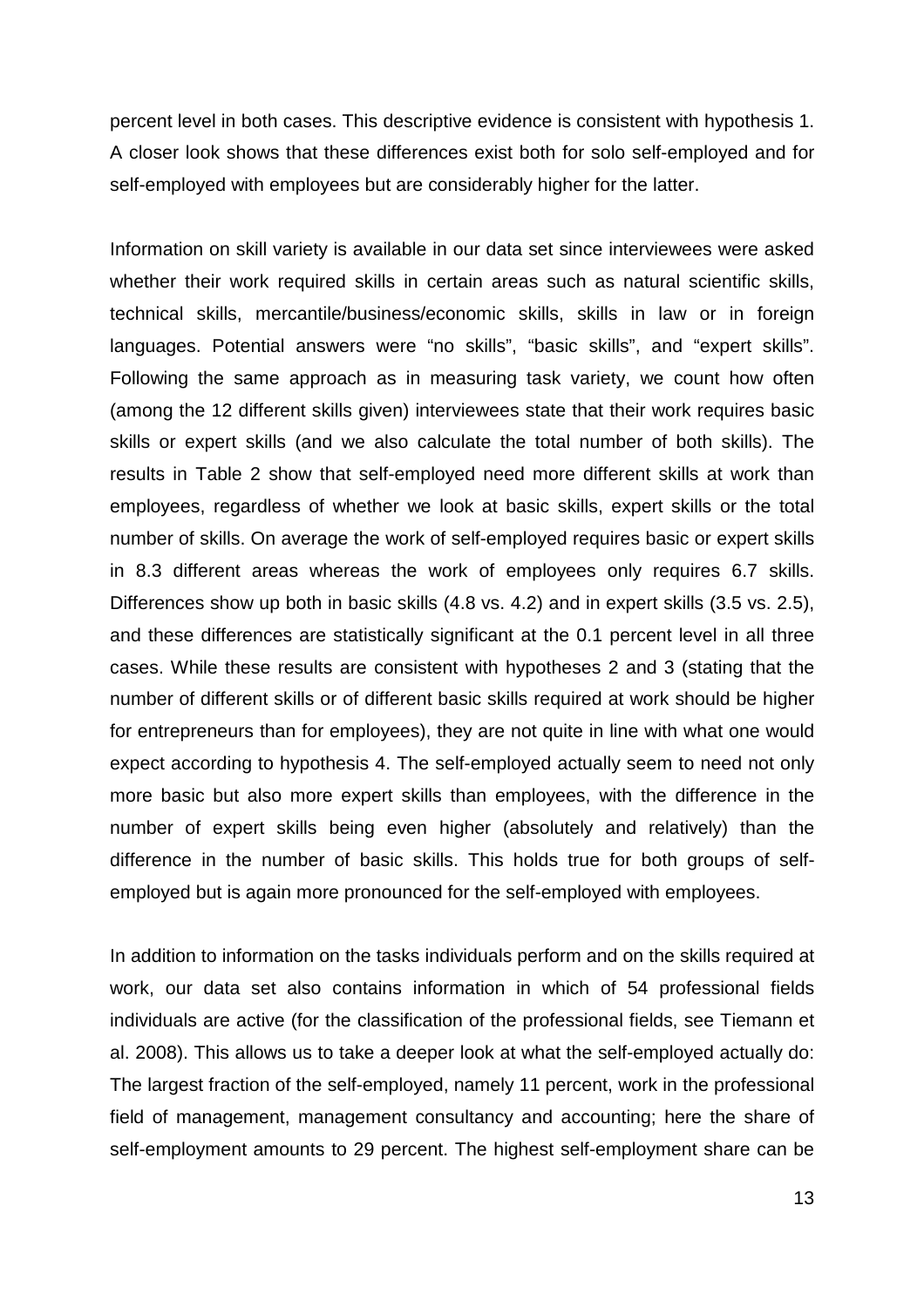percent level in both cases. This descriptive evidence is consistent with hypothesis 1. A closer look shows that these differences exist both for solo self-employed and for self-employed with employees but are considerably higher for the latter.

Information on skill variety is available in our data set since interviewees were asked whether their work required skills in certain areas such as natural scientific skills, technical skills, mercantile/business/economic skills, skills in law or in foreign languages. Potential answers were "no skills", "basic skills", and "expert skills". Following the same approach as in measuring task variety, we count how often (among the 12 different skills given) interviewees state that their work requires basic skills or expert skills (and we also calculate the total number of both skills). The results in Table 2 show that self-employed need more different skills at work than employees, regardless of whether we look at basic skills, expert skills or the total number of skills. On average the work of self-employed requires basic or expert skills in 8.3 different areas whereas the work of employees only requires 6.7 skills. Differences show up both in basic skills (4.8 vs. 4.2) and in expert skills (3.5 vs. 2.5), and these differences are statistically significant at the 0.1 percent level in all three cases. While these results are consistent with hypotheses 2 and 3 (stating that the number of different skills or of different basic skills required at work should be higher for entrepreneurs than for employees), they are not quite in line with what one would expect according to hypothesis 4. The self-employed actually seem to need not only more basic but also more expert skills than employees, with the difference in the number of expert skills being even higher (absolutely and relatively) than the difference in the number of basic skills. This holds true for both groups of self-employed but is again more pronounced for the self-employed with employees.

In addition to information on the tasks individuals perform and on the skills required at work, our data set also contains information in which of 54 professional fields individuals are active (for the classification of the professional fields, see Tiemann et al. 2008). This allows us to take a deeper look at what the self-employed actually do: The largest fraction of the self-employed, namely 11 percent, work in the professional field of management, management consultancy and accounting; here the share of self-employment amounts to 29 percent. The highest self-employment share can be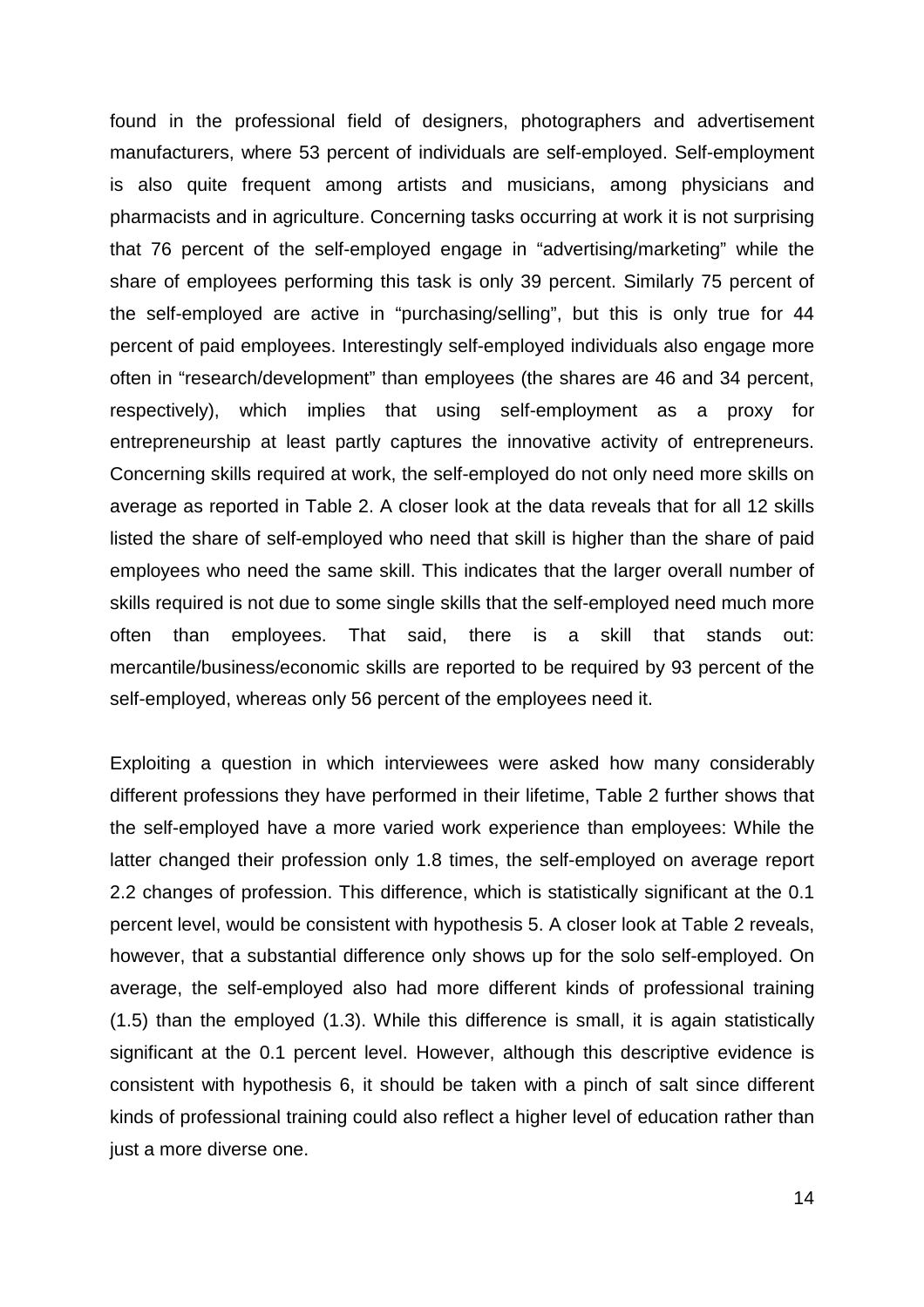found in the professional field of designers, photographers and advertisement manufacturers, where 53 percent of individuals are self-employed. Self-employment is also quite frequent among artists and musicians, among physicians and pharmacists and in agriculture. Concerning tasks occurring at work it is not surprising that 76 percent of the self-employed engage in "advertising/marketing" while the share of employees performing this task is only 39 percent. Similarly 75 percent of the self-employed are active in "purchasing/selling", but this is only true for 44 percent of paid employees. Interestingly self-employed individuals also engage more often in "research/development" than employees (the shares are 46 and 34 percent, respectively), which implies that using self-employment as a proxy for entrepreneurship at least partly captures the innovative activity of entrepreneurs. Concerning skills required at work, the self-employed do not only need more skills on average as reported in Table 2. A closer look at the data reveals that for all 12 skills listed the share of self-employed who need that skill is higher than the share of paid employees who need the same skill. This indicates that the larger overall number of skills required is not due to some single skills that the self-employed need much more often than employees. That said, there is a skill that stands out: mercantile/business/economic skills are reported to be required by 93 percent of the self-employed, whereas only 56 percent of the employees need it.

Exploiting a question in which interviewees were asked how many considerably different professions they have performed in their lifetime, Table 2 further shows that the self-employed have a more varied work experience than employees: While the latter changed their profession only 1.8 times, the self-employed on average report 2.2 changes of profession. This difference, which is statistically significant at the 0.1 percent level, would be consistent with hypothesis 5. A closer look at Table 2 reveals, however, that a substantial difference only shows up for the solo self-employed. On average, the self-employed also had more different kinds of professional training (1.5) than the employed (1.3). While this difference is small, it is again statistically significant at the 0.1 percent level. However, although this descriptive evidence is consistent with hypothesis 6, it should be taken with a pinch of salt since different kinds of professional training could also reflect a higher level of education rather than just a more diverse one.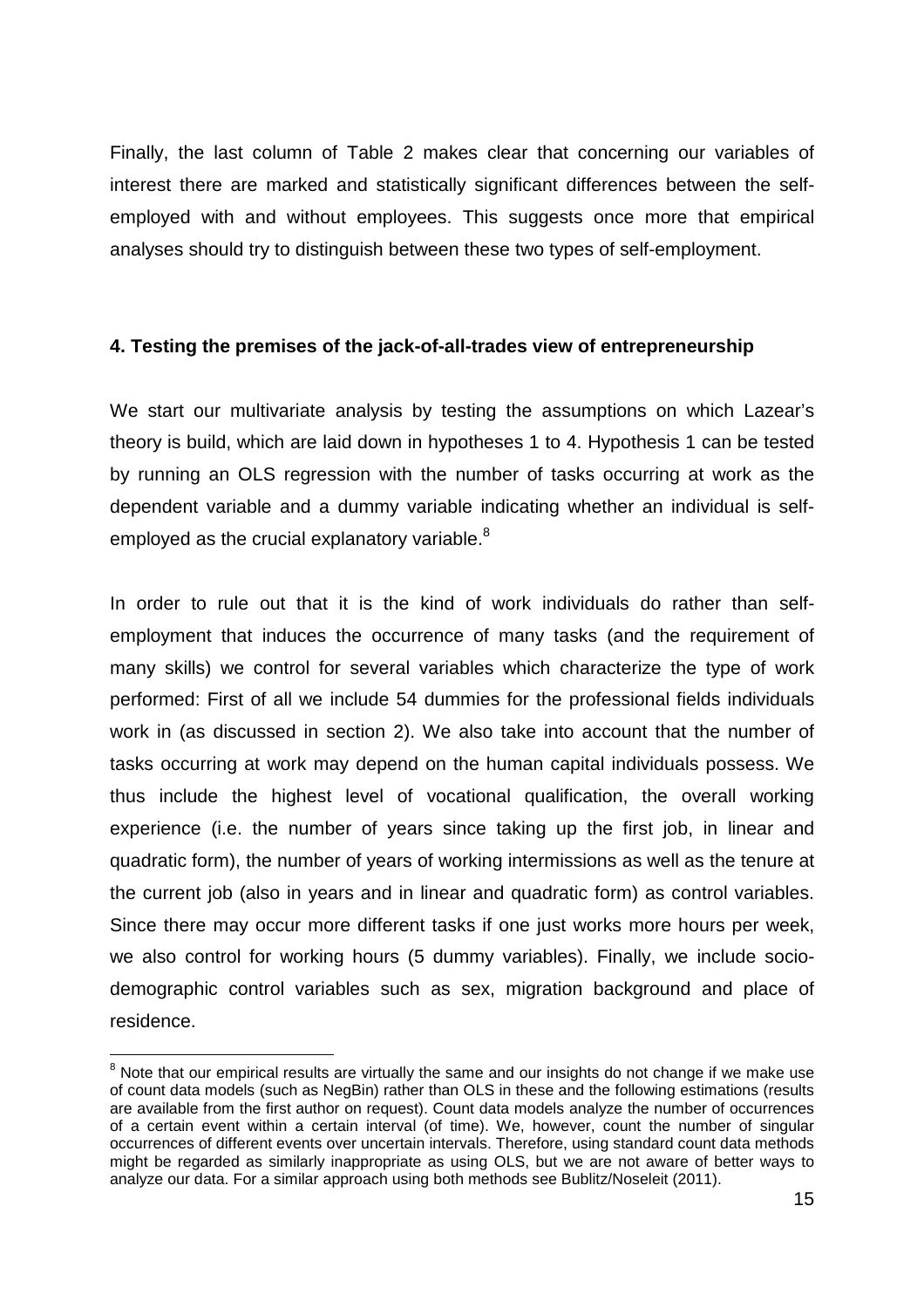Finally, the last column of Table 2 makes clear that concerning our variables of interest there are marked and statistically significant differences between the self-employed with and without employees. This suggests once more that empirical analyses should try to distinguish between these two types of self-employment.

## 4. Testing the premises of the jack-of-all-trades view of entrepreneurship

We start our multivariate analysis by testing the assumptions on which Lazear's theory is build, which are laid down in hypotheses 1 to 4. Hypothesis 1 can be tested by running an OLS regression with the number of tasks occurring at work as the dependent variable and a dummy variable indicating whether an individual is self-employed as the crucial explanatory variable.[8]

In order to rule out that it is the kind of work individuals do rather than self-employment that induces the occurrence of many tasks (and the requirement of many skills) we control for several variables which characterize the type of work performed: First of all we include 54 dummies for the professional fields individuals work in (as discussed in section 2). We also take into account that the number of tasks occurring at work may depend on the human capital individuals possess. We thus include the highest level of vocational qualification, the overall working experience (i.e. the number of years since taking up the first job, in linear and quadratic form), the number of years of working intermissions as well as the tenure at the current job (also in years and in linear and quadratic form) as control variables. Since there may occur more different tasks if one just works more hours per week, we also control for working hours (5 dummy variables). Finally, we include socio-demographic control variables such as sex, migration background and place of residence.

[8] Note that our empirical results are virtually the same and our insights do not change if we make use of count data models (such as NegBin) rather than OLS in these and the following estimations (results are available from the first author on request). Count data models analyze the number of occurrences of a certain event within a certain interval (of time). We, however, count the number of singular occurrences of different events over uncertain intervals. Therefore, using standard count data methods might be regarded as similarly inappropriate as using OLS, but we are not aware of better ways to analyze our data. For a similar approach using both methods see Bublitz/Noseleit (2011).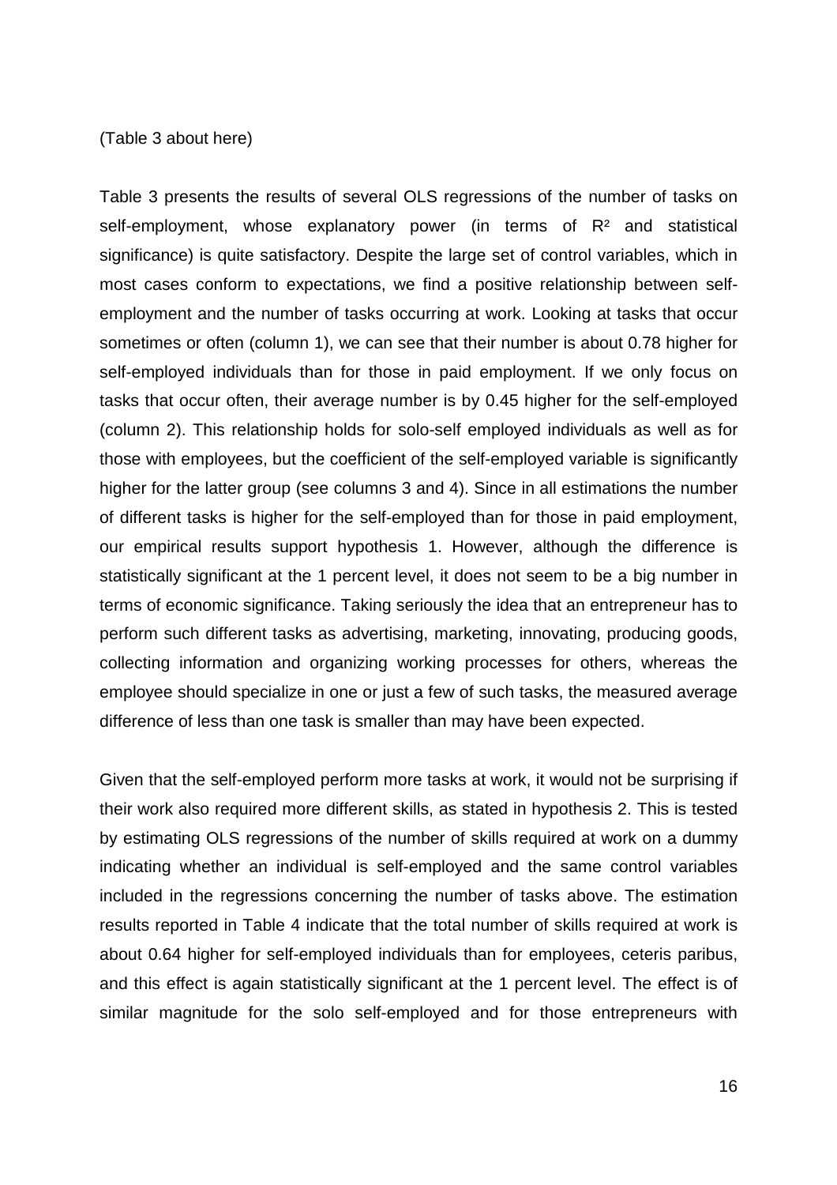(Table 3 about here)

Table 3 presents the results of several OLS regressions of the number of tasks on self-employment, whose explanatory power (in terms of $R^2$ and statistical significance) is quite satisfactory. Despite the large set of control variables, which in most cases conform to expectations, we find a positive relationship between self-employment and the number of tasks occurring at work. Looking at tasks that occur sometimes or often (column 1), we can see that their number is about 0.78 higher for self-employed individuals than for those in paid employment. If we only focus on tasks that occur often, their average number is by 0.45 higher for the self-employed (column 2). This relationship holds for solo-self employed individuals as well as for those with employees, but the coefficient of the self-employed variable is significantly higher for the latter group (see columns 3 and 4). Since in all estimations the number of different tasks is higher for the self-employed than for those in paid employment, our empirical results support hypothesis 1. However, although the difference is statistically significant at the 1 percent level, it does not seem to be a big number in terms of economic significance. Taking seriously the idea that an entrepreneur has to perform such different tasks as advertising, marketing, innovating, producing goods, collecting information and organizing working processes for others, whereas the employee should specialize in one or just a few of such tasks, the measured average difference of less than one task is smaller than may have been expected.

Given that the self-employed perform more tasks at work, it would not be surprising if their work also required more different skills, as stated in hypothesis 2. This is tested by estimating OLS regressions of the number of skills required at work on a dummy indicating whether an individual is self-employed and the same control variables included in the regressions concerning the number of tasks above. The estimation results reported in Table 4 indicate that the total number of skills required at work is about 0.64 higher for self-employed individuals than for employees, ceteris paribus, and this effect is again statistically significant at the 1 percent level. The effect is of similar magnitude for the solo self-employed and for those entrepreneurs with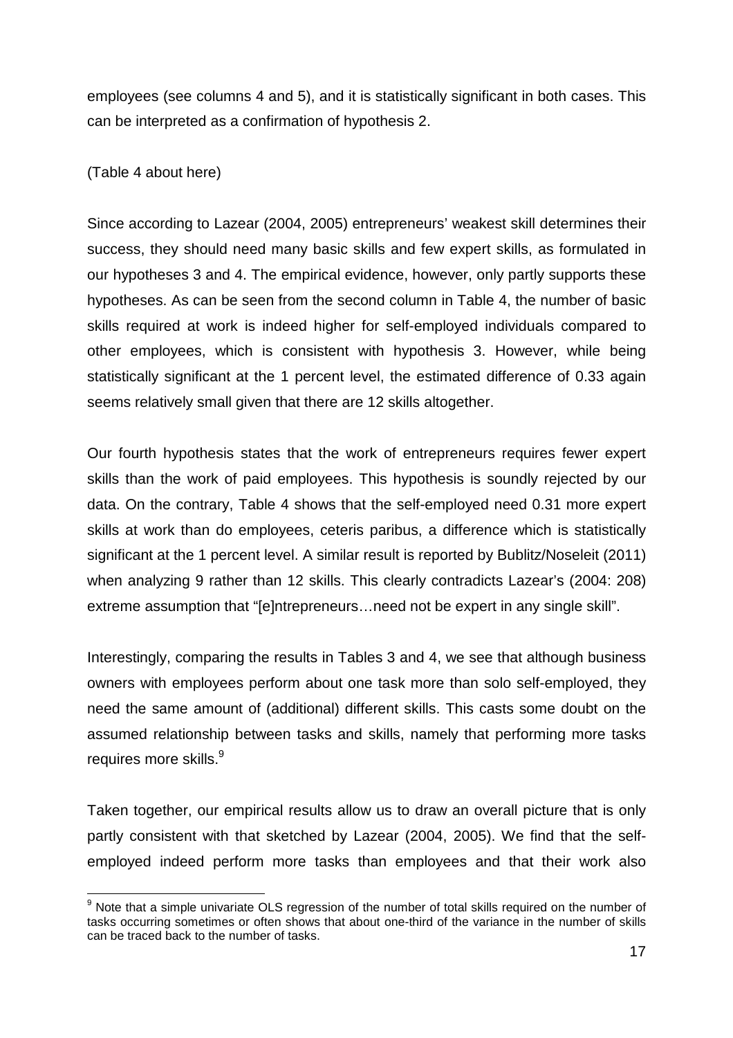employees (see columns 4 and 5), and it is statistically significant in both cases. This can be interpreted as a confirmation of hypothesis 2.

(Table 4 about here)

Since according to Lazear (2004, 2005) entrepreneurs' weakest skill determines their success, they should need many basic skills and few expert skills, as formulated in our hypotheses 3 and 4. The empirical evidence, however, only partly supports these hypotheses. As can be seen from the second column in Table 4, the number of basic skills required at work is indeed higher for self-employed individuals compared to other employees, which is consistent with hypothesis 3. However, while being statistically significant at the 1 percent level, the estimated difference of 0.33 again seems relatively small given that there are 12 skills altogether.

Our fourth hypothesis states that the work of entrepreneurs requires fewer expert skills than the work of paid employees. This hypothesis is soundly rejected by our data. On the contrary, Table 4 shows that the self-employed need 0.31 more expert skills at work than do employees, ceteris paribus, a difference which is statistically significant at the 1 percent level. A similar result is reported by Bublitz/Noseleit (2011) when analyzing 9 rather than 12 skills. This clearly contradicts Lazear's (2004: 208) extreme assumption that "[e]ntrepreneurs…need not be expert in any single skill".

Interestingly, comparing the results in Tables 3 and 4, we see that although business owners with employees perform about one task more than solo self-employed, they need the same amount of (additional) different skills. This casts some doubt on the assumed relationship between tasks and skills, namely that performing more tasks requires more skills.[9]

Taken together, our empirical results allow us to draw an overall picture that is only partly consistent with that sketched by Lazear (2004, 2005). We find that the self-employed indeed perform more tasks than employees and that their work also

[9] Note that a simple univariate OLS regression of the number of total skills required on the number of tasks occurring sometimes or often shows that about one-third of the variance in the number of skills can be traced back to the number of tasks.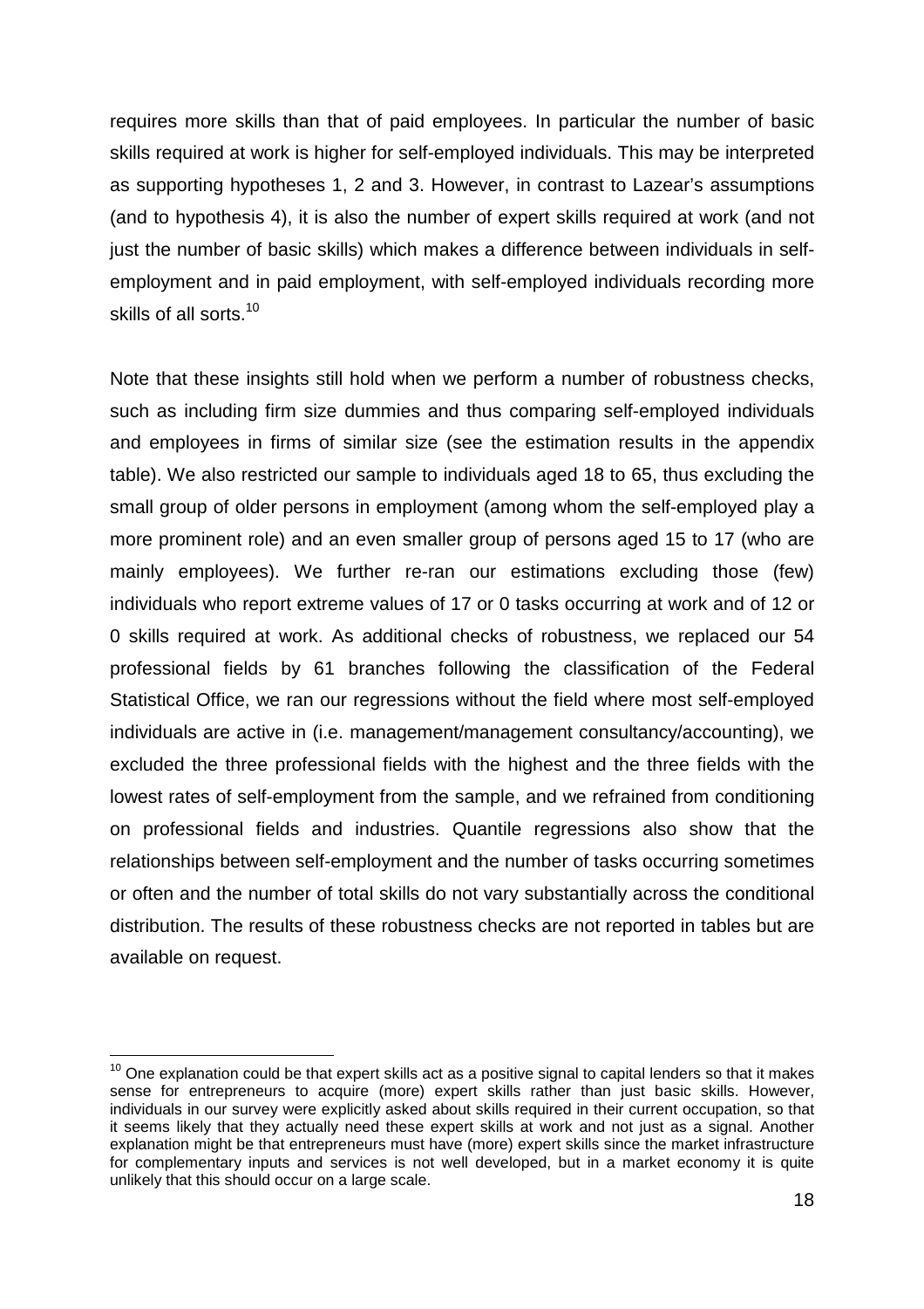requires more skills than that of paid employees. In particular the number of basic skills required at work is higher for self-employed individuals. This may be interpreted as supporting hypotheses 1, 2 and 3. However, in contrast to Lazear's assumptions (and to hypothesis 4), it is also the number of expert skills required at work (and not just the number of basic skills) which makes a difference between individuals in self-employment and in paid employment, with self-employed individuals recording more skills of all sorts.[10]

Note that these insights still hold when we perform a number of robustness checks, such as including firm size dummies and thus comparing self-employed individuals and employees in firms of similar size (see the estimation results in the appendix table). We also restricted our sample to individuals aged 18 to 65, thus excluding the small group of older persons in employment (among whom the self-employed play a more prominent role) and an even smaller group of persons aged 15 to 17 (who are mainly employees). We further re-ran our estimations excluding those (few) individuals who report extreme values of 17 or 0 tasks occurring at work and of 12 or 0 skills required at work. As additional checks of robustness, we replaced our 54 professional fields by 61 branches following the classification of the Federal Statistical Office, we ran our regressions without the field where most self-employed individuals are active in (i.e. management/management consultancy/accounting), we excluded the three professional fields with the highest and the three fields with the lowest rates of self-employment from the sample, and we refrained from conditioning on professional fields and industries. Quantile regressions also show that the relationships between self-employment and the number of tasks occurring sometimes or often and the number of total skills do not vary substantially across the conditional distribution. The results of these robustness checks are not reported in tables but are available on request.

---

[10] One explanation could be that expert skills act as a positive signal to capital lenders so that it makes sense for entrepreneurs to acquire (more) expert skills rather than just basic skills. However, individuals in our survey were explicitly asked about skills required in their current occupation, so that it seems likely that they actually need these expert skills at work and not just as a signal. Another explanation might be that entrepreneurs must have (more) expert skills since the market infrastructure for complementary inputs and services is not well developed, but in a market economy it is quite unlikely that this should occur on a large scale.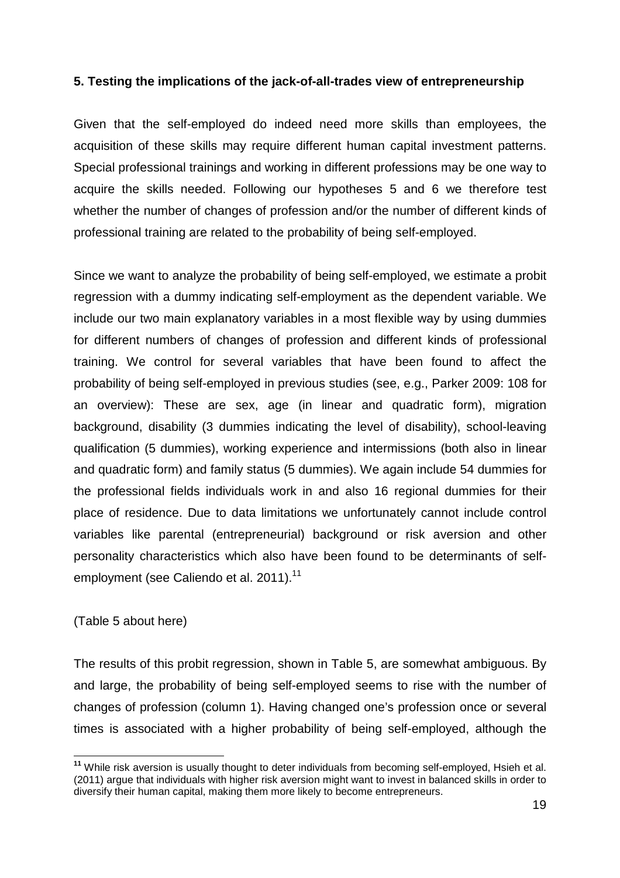## 5. Testing the implications of the jack-of-all-trades view of entrepreneurship

Given that the self-employed do indeed need more skills than employees, the acquisition of these skills may require different human capital investment patterns. Special professional trainings and working in different professions may be one way to acquire the skills needed. Following our hypotheses 5 and 6 we therefore test whether the number of changes of profession and/or the number of different kinds of professional training are related to the probability of being self-employed.

Since we want to analyze the probability of being self-employed, we estimate a probit regression with a dummy indicating self-employment as the dependent variable. We include our two main explanatory variables in a most flexible way by using dummies for different numbers of changes of profession and different kinds of professional training. We control for several variables that have been found to affect the probability of being self-employed in previous studies (see, e.g., Parker 2009: 108 for an overview): These are sex, age (in linear and quadratic form), migration background, disability (3 dummies indicating the level of disability), school-leaving qualification (5 dummies), working experience and intermissions (both also in linear and quadratic form) and family status (5 dummies). We again include 54 dummies for the professional fields individuals work in and also 16 regional dummies for their place of residence. Due to data limitations we unfortunately cannot include control variables like parental (entrepreneurial) background or risk aversion and other personality characteristics which also have been found to be determinants of self-employment (see Caliendo et al. 2011).[11]

(Table 5 about here)

The results of this probit regression, shown in Table 5, are somewhat ambiguous. By and large, the probability of being self-employed seems to rise with the number of changes of profession (column 1). Having changed one's profession once or several times is associated with a higher probability of being self-employed, although the

---

[11] While risk aversion is usually thought to deter individuals from becoming self-employed, Hsieh et al. (2011) argue that individuals with higher risk aversion might want to invest in balanced skills in order to diversify their human capital, making them more likely to become entrepreneurs.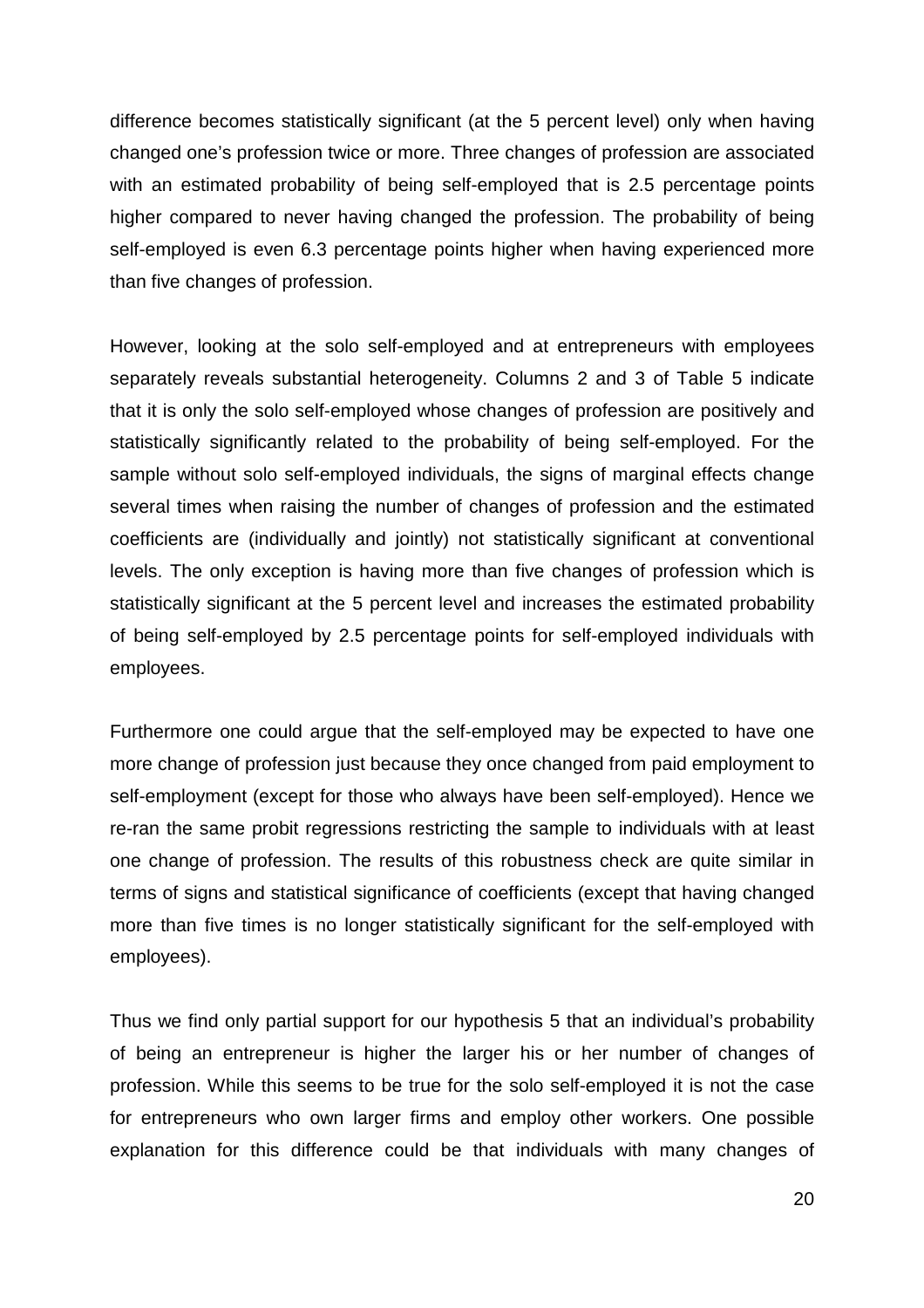difference becomes statistically significant (at the 5 percent level) only when having changed one's profession twice or more. Three changes of profession are associated with an estimated probability of being self-employed that is 2.5 percentage points higher compared to never having changed the profession. The probability of being self-employed is even 6.3 percentage points higher when having experienced more than five changes of profession.

However, looking at the solo self-employed and at entrepreneurs with employees separately reveals substantial heterogeneity. Columns 2 and 3 of Table 5 indicate that it is only the solo self-employed whose changes of profession are positively and statistically significantly related to the probability of being self-employed. For the sample without solo self-employed individuals, the signs of marginal effects change several times when raising the number of changes of profession and the estimated coefficients are (individually and jointly) not statistically significant at conventional levels. The only exception is having more than five changes of profession which is statistically significant at the 5 percent level and increases the estimated probability of being self-employed by 2.5 percentage points for self-employed individuals with employees.

Furthermore one could argue that the self-employed may be expected to have one more change of profession just because they once changed from paid employment to self-employment (except for those who always have been self-employed). Hence we re-ran the same probit regressions restricting the sample to individuals with at least one change of profession. The results of this robustness check are quite similar in terms of signs and statistical significance of coefficients (except that having changed more than five times is no longer statistically significant for the self-employed with employees).

Thus we find only partial support for our hypothesis 5 that an individual's probability of being an entrepreneur is higher the larger his or her number of changes of profession. While this seems to be true for the solo self-employed it is not the case for entrepreneurs who own larger firms and employ other workers. One possible explanation for this difference could be that individuals with many changes of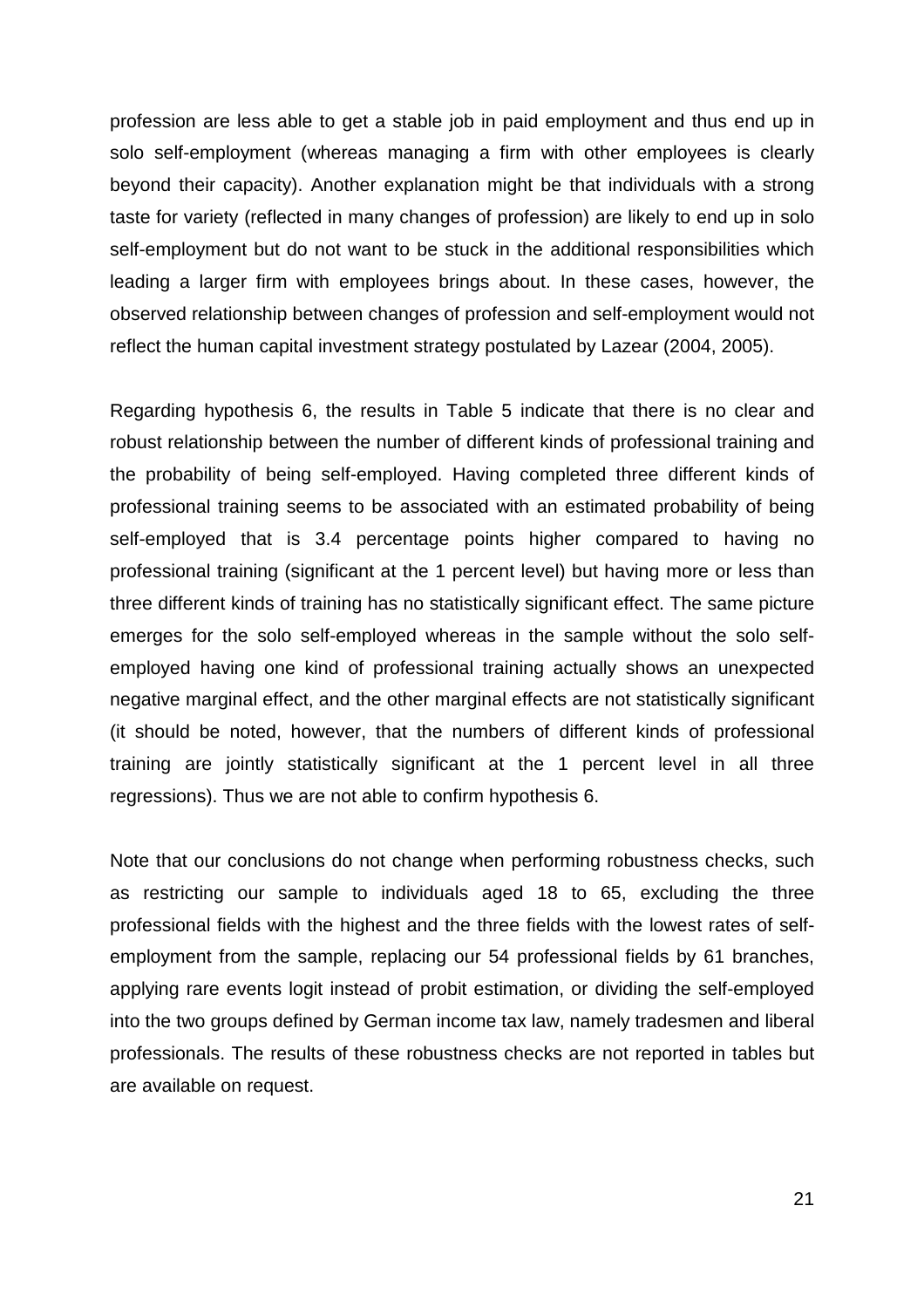profession are less able to get a stable job in paid employment and thus end up in solo self-employment (whereas managing a firm with other employees is clearly beyond their capacity). Another explanation might be that individuals with a strong taste for variety (reflected in many changes of profession) are likely to end up in solo self-employment but do not want to be stuck in the additional responsibilities which leading a larger firm with employees brings about. In these cases, however, the observed relationship between changes of profession and self-employment would not reflect the human capital investment strategy postulated by Lazear (2004, 2005).

Regarding hypothesis 6, the results in Table 5 indicate that there is no clear and robust relationship between the number of different kinds of professional training and the probability of being self-employed. Having completed three different kinds of professional training seems to be associated with an estimated probability of being self-employed that is 3.4 percentage points higher compared to having no professional training (significant at the 1 percent level) but having more or less than three different kinds of training has no statistically significant effect. The same picture emerges for the solo self-employed whereas in the sample without the solo self-employed having one kind of professional training actually shows an unexpected negative marginal effect, and the other marginal effects are not statistically significant (it should be noted, however, that the numbers of different kinds of professional training are jointly statistically significant at the 1 percent level in all three regressions). Thus we are not able to confirm hypothesis 6.

Note that our conclusions do not change when performing robustness checks, such as restricting our sample to individuals aged 18 to 65, excluding the three professional fields with the highest and the three fields with the lowest rates of self-employment from the sample, replacing our 54 professional fields by 61 branches, applying rare events logit instead of probit estimation, or dividing the self-employed into the two groups defined by German income tax law, namely tradesmen and liberal professionals. The results of these robustness checks are not reported in tables but are available on request.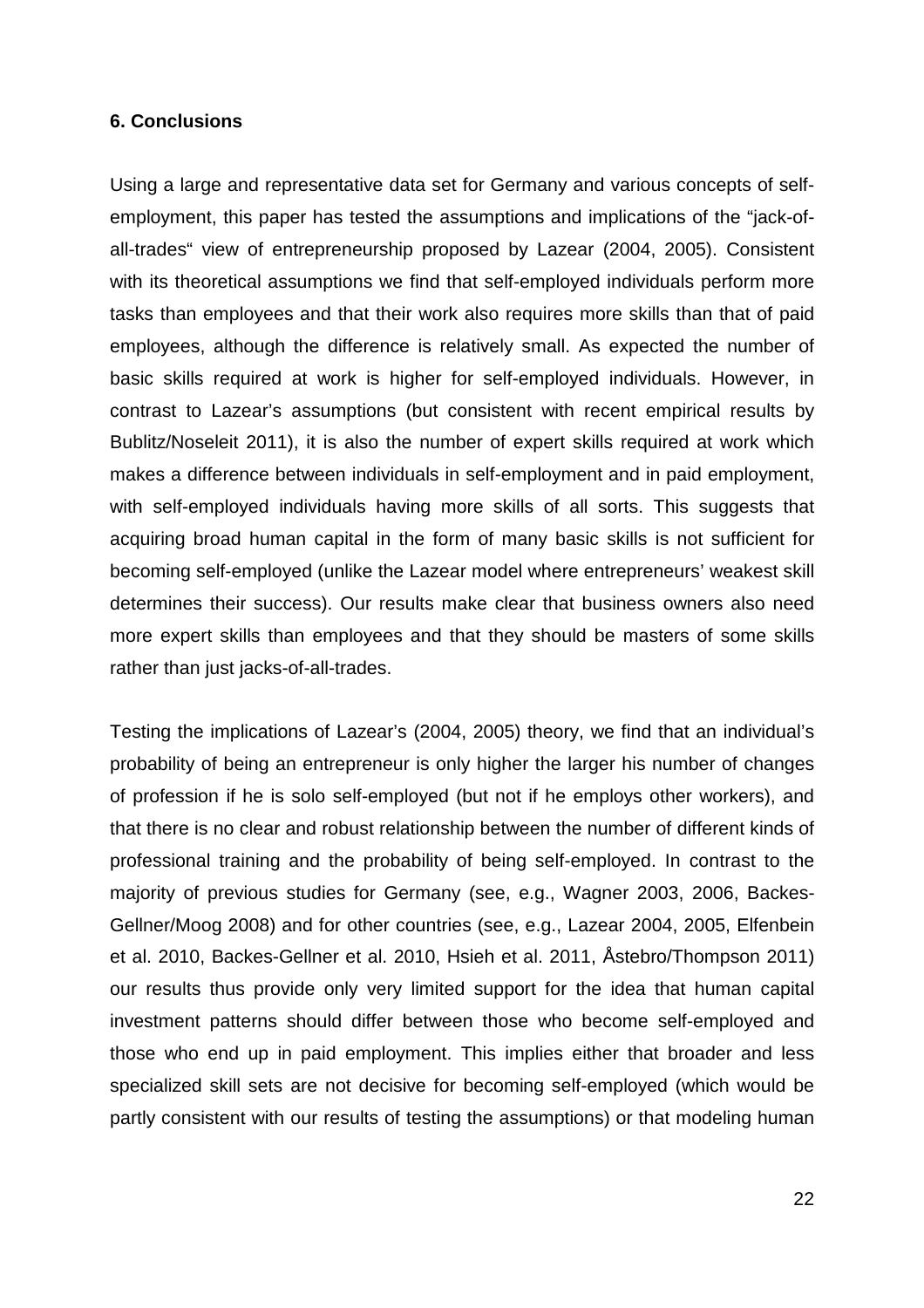### 6. Conclusions

Using a large and representative data set for Germany and various concepts of self-employment, this paper has tested the assumptions and implications of the "jack-of-all-trades" view of entrepreneurship proposed by Lazear (2004, 2005). Consistent with its theoretical assumptions we find that self-employed individuals perform more tasks than employees and that their work also requires more skills than that of paid employees, although the difference is relatively small. As expected the number of basic skills required at work is higher for self-employed individuals. However, in contrast to Lazear's assumptions (but consistent with recent empirical results by Bublitz/Noseleit 2011), it is also the number of expert skills required at work which makes a difference between individuals in self-employment and in paid employment, with self-employed individuals having more skills of all sorts. This suggests that acquiring broad human capital in the form of many basic skills is not sufficient for becoming self-employed (unlike the Lazear model where entrepreneurs' weakest skill determines their success). Our results make clear that business owners also need more expert skills than employees and that they should be masters of some skills rather than just jacks-of-all-trades.

Testing the implications of Lazear's (2004, 2005) theory, we find that an individual's probability of being an entrepreneur is only higher the larger his number of changes of profession if he is solo self-employed (but not if he employs other workers), and that there is no clear and robust relationship between the number of different kinds of professional training and the probability of being self-employed. In contrast to the majority of previous studies for Germany (see, e.g., Wagner 2003, 2006, Backes-Gellner/Moog 2008) and for other countries (see, e.g., Lazear 2004, 2005, Elfenbein et al. 2010, Backes-Gellner et al. 2010, Hsieh et al. 2011, Åstebro/Thompson 2011) our results thus provide only very limited support for the idea that human capital investment patterns should differ between those who become self-employed and those who end up in paid employment. This implies either that broader and less specialized skill sets are not decisive for becoming self-employed (which would be partly consistent with our results of testing the assumptions) or that modeling human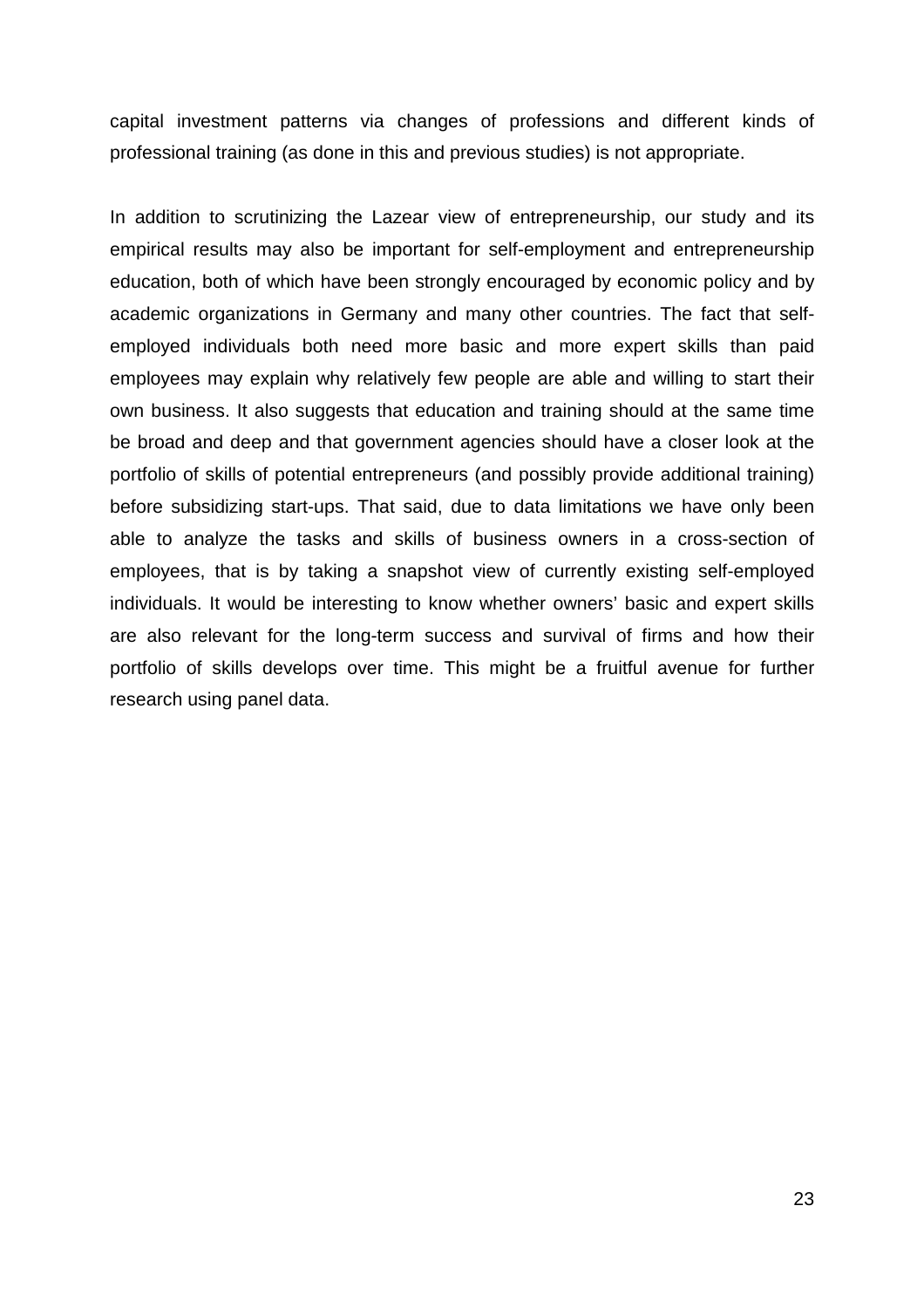capital investment patterns via changes of professions and different kinds of professional training (as done in this and previous studies) is not appropriate.

In addition to scrutinizing the Lazear view of entrepreneurship, our study and its empirical results may also be important for self-employment and entrepreneurship education, both of which have been strongly encouraged by economic policy and by academic organizations in Germany and many other countries. The fact that self-employed individuals both need more basic and more expert skills than paid employees may explain why relatively few people are able and willing to start their own business. It also suggests that education and training should at the same time be broad and deep and that government agencies should have a closer look at the portfolio of skills of potential entrepreneurs (and possibly provide additional training) before subsidizing start-ups. That said, due to data limitations we have only been able to analyze the tasks and skills of business owners in a cross-section of employees, that is by taking a snapshot view of currently existing self-employed individuals. It would be interesting to know whether owners' basic and expert skills are also relevant for the long-term success and survival of firms and how their portfolio of skills develops over time. This might be a fruitful avenue for further research using panel data.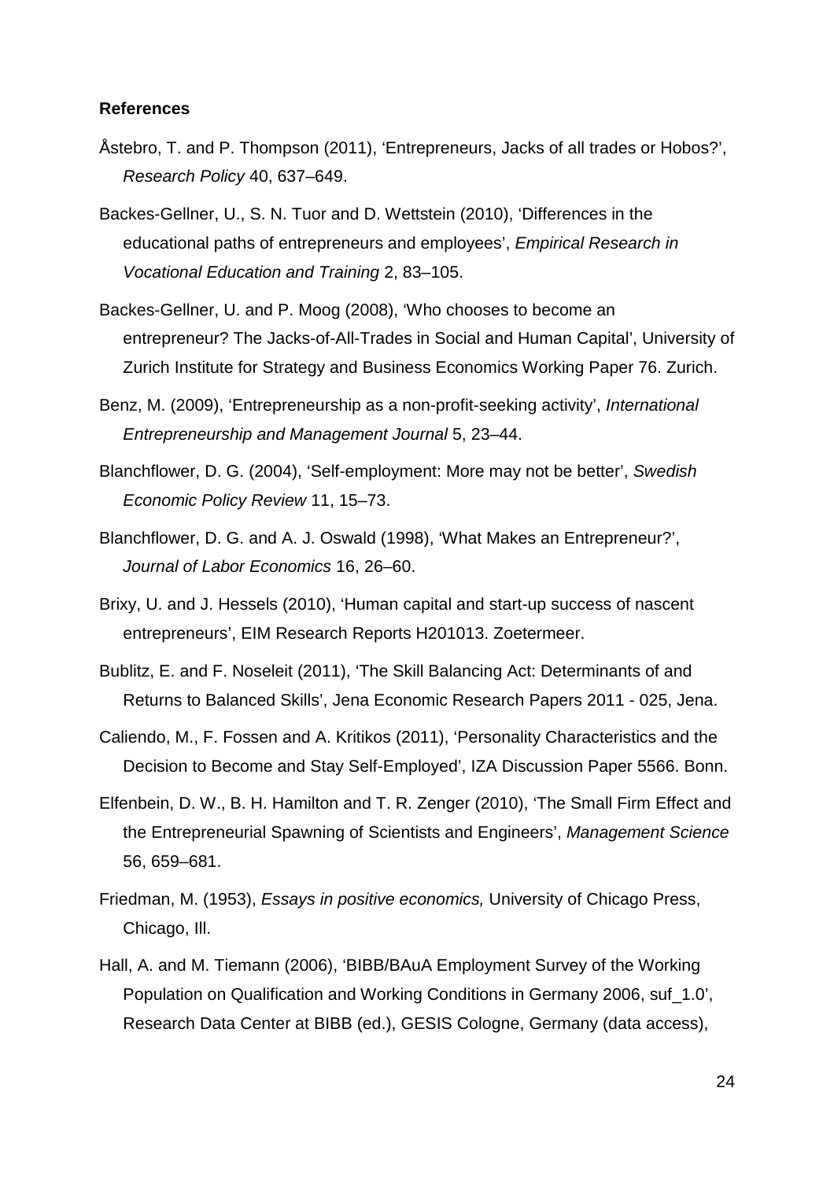**References**

Åstebro, T. and P. Thompson (2011), 'Entrepreneurs, Jacks of all trades or Hobos?', *Research Policy* 40, 637–649.

Backes-Gellner, U., S. N. Tuor and D. Wettstein (2010), 'Differences in the educational paths of entrepreneurs and employees', *Empirical Research in Vocational Education and Training* 2, 83–105.

Backes-Gellner, U. and P. Moog (2008), 'Who chooses to become an entrepreneur? The Jacks-of-All-Trades in Social and Human Capital', University of Zurich Institute for Strategy and Business Economics Working Paper 76. Zurich.

Benz, M. (2009), 'Entrepreneurship as a non-profit-seeking activity', *International Entrepreneurship and Management Journal* 5, 23–44.

Blanchflower, D. G. (2004), 'Self-employment: More may not be better', *Swedish Economic Policy Review* 11, 15–73.

Blanchflower, D. G. and A. J. Oswald (1998), 'What Makes an Entrepreneur?', *Journal of Labor Economics* 16, 26–60.

Brixy, U. and J. Hessels (2010), 'Human capital and start-up success of nascent entrepreneurs', EIM Research Reports H201013. Zoetermeer.

Bublitz, E. and F. Noseleit (2011), 'The Skill Balancing Act: Determinants of and Returns to Balanced Skills', Jena Economic Research Papers 2011 - 025, Jena.

Caliendo, M., F. Fossen and A. Kritikos (2011), 'Personality Characteristics and the Decision to Become and Stay Self-Employed', IZA Discussion Paper 5566. Bonn.

Elfenbein, D. W., B. H. Hamilton and T. R. Zenger (2010), 'The Small Firm Effect and the Entrepreneurial Spawning of Scientists and Engineers', *Management Science* 56, 659–681.

Friedman, M. (1953), *Essays in positive economics,* University of Chicago Press, Chicago, Ill.

Hall, A. and M. Tiemann (2006), 'BIBB/BAuA Employment Survey of the Working Population on Qualification and Working Conditions in Germany 2006, suf_1.0', Research Data Center at BIBB (ed.), GESIS Cologne, Germany (data access),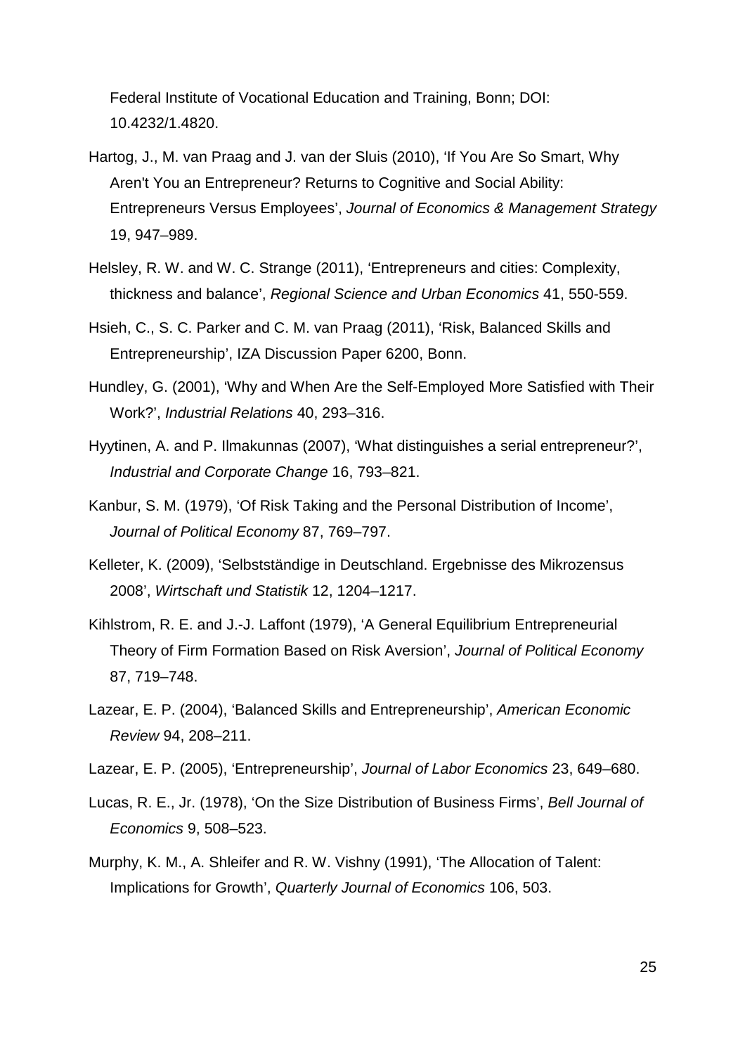Federal Institute of Vocational Education and Training, Bonn; DOI: 10.4232/1.4820.

Hartog, J., M. van Praag and J. van der Sluis (2010), 'If You Are So Smart, Why Aren't You an Entrepreneur? Returns to Cognitive and Social Ability: Entrepreneurs Versus Employees', *Journal of Economics & Management Strategy* 19, 947–989.

Helsley, R. W. and W. C. Strange (2011), 'Entrepreneurs and cities: Complexity, thickness and balance', *Regional Science and Urban Economics* 41, 550-559.

Hsieh, C., S. C. Parker and C. M. van Praag (2011), 'Risk, Balanced Skills and Entrepreneurship', IZA Discussion Paper 6200, Bonn.

Hundley, G. (2001), 'Why and When Are the Self-Employed More Satisfied with Their Work?', *Industrial Relations* 40, 293–316.

Hyytinen, A. and P. Ilmakunnas (2007), 'What distinguishes a serial entrepreneur?', *Industrial and Corporate Change* 16, 793–821.

Kanbur, S. M. (1979), 'Of Risk Taking and the Personal Distribution of Income', *Journal of Political Economy* 87, 769–797.

Kelleter, K. (2009), 'Selbstständige in Deutschland. Ergebnisse des Mikrozensus 2008', *Wirtschaft und Statistik* 12, 1204–1217.

Kihlstrom, R. E. and J.-J. Laffont (1979), 'A General Equilibrium Entrepreneurial Theory of Firm Formation Based on Risk Aversion', *Journal of Political Economy* 87, 719–748.

Lazear, E. P. (2004), 'Balanced Skills and Entrepreneurship', *American Economic Review* 94, 208–211.

Lazear, E. P. (2005), 'Entrepreneurship', *Journal of Labor Economics* 23, 649–680.

Lucas, R. E., Jr. (1978), 'On the Size Distribution of Business Firms', *Bell Journal of Economics* 9, 508–523.

Murphy, K. M., A. Shleifer and R. W. Vishny (1991), 'The Allocation of Talent: Implications for Growth', *Quarterly Journal of Economics* 106, 503.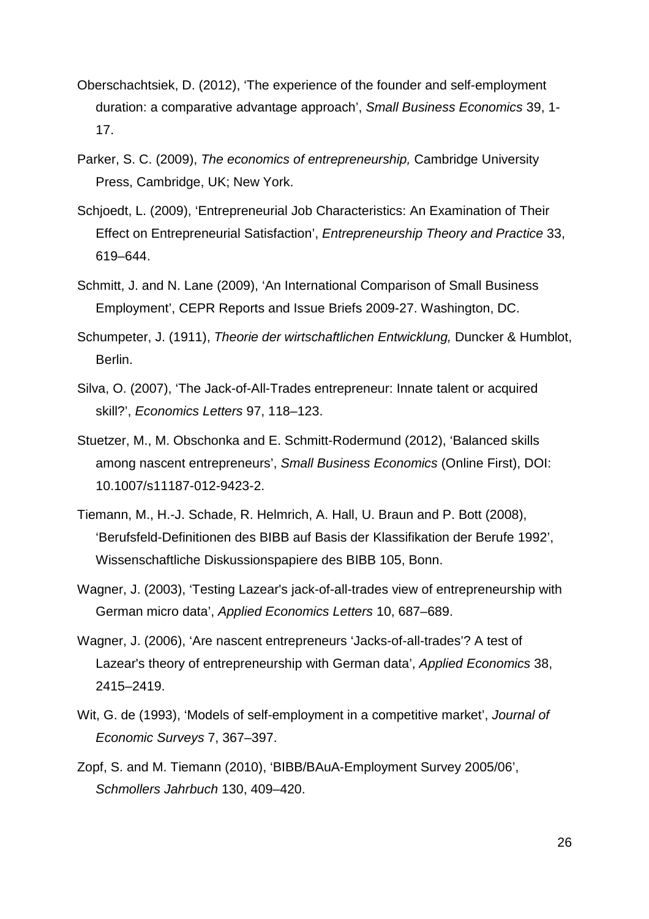Oberschachtsiek, D. (2012), 'The experience of the founder and self-employment duration: a comparative advantage approach', *Small Business Economics* 39, 1-17.

Parker, S. C. (2009), *The economics of entrepreneurship,* Cambridge University Press, Cambridge, UK; New York.

Schjoedt, L. (2009), 'Entrepreneurial Job Characteristics: An Examination of Their Effect on Entrepreneurial Satisfaction', *Entrepreneurship Theory and Practice* 33, 619–644.

Schmitt, J. and N. Lane (2009), 'An International Comparison of Small Business Employment', CEPR Reports and Issue Briefs 2009-27. Washington, DC.

Schumpeter, J. (1911), *Theorie der wirtschaftlichen Entwicklung,* Duncker & Humblot, Berlin.

Silva, O. (2007), 'The Jack-of-All-Trades entrepreneur: Innate talent or acquired skill?', *Economics Letters* 97, 118–123.

Stuetzer, M., M. Obschonka and E. Schmitt-Rodermund (2012), 'Balanced skills among nascent entrepreneurs', *Small Business Economics* (Online First), DOI: 10.1007/s11187-012-9423-2.

Tiemann, M., H.-J. Schade, R. Helmrich, A. Hall, U. Braun and P. Bott (2008), 'Berufsfeld-Definitionen des BIBB auf Basis der Klassifikation der Berufe 1992', Wissenschaftliche Diskussionspapiere des BIBB 105, Bonn.

Wagner, J. (2003), 'Testing Lazear's jack-of-all-trades view of entrepreneurship with German micro data', *Applied Economics Letters* 10, 687–689.

Wagner, J. (2006), 'Are nascent entrepreneurs 'Jacks-of-all-trades'? A test of Lazear's theory of entrepreneurship with German data', *Applied Economics* 38, 2415–2419.

Wit, G. de (1993), 'Models of self-employment in a competitive market', *Journal of Economic Surveys* 7, 367–397.

Zopf, S. and M. Tiemann (2010), 'BIBB/BAuA-Employment Survey 2005/06', *Schmollers Jahrbuch* 130, 409–420.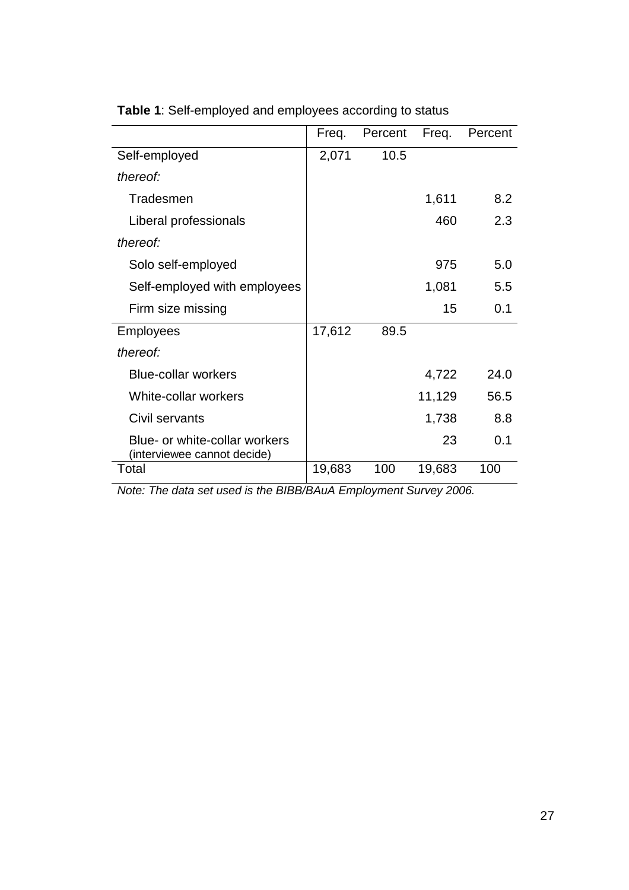**Table 1**: Self-employed and employees according to status

| | Freq. | Percent | Freq. | Percent |
|---|---|---|---|---|
| Self-employed | 2,071 | 10.5 | | |
| *thereof:* | | | | |
| Tradesmen | | | 1,611 | 8.2 |
| Liberal professionals | | | 460 | 2.3 |
| *thereof:* | | | | |
| Solo self-employed | | | 975 | 5.0 |
| Self-employed with employees | | | 1,081 | 5.5 |
| Firm size missing | | | 15 | 0.1 |
| Employees | 17,612 | 89.5 | | |
| *thereof:* | | | | |
| Blue-collar workers | | | 4,722 | 24.0 |
| White-collar workers | | | 11,129 | 56.5 |
| Civil servants | | | 1,738 | 8.8 |
| Blue- or white-collar workers (interviewee cannot decide) | | | 23 | 0.1 |
| Total | 19,683 | 100 | 19,683 | 100 |

*Note: The data set used is the BIBB/BAuA Employment Survey 2006.*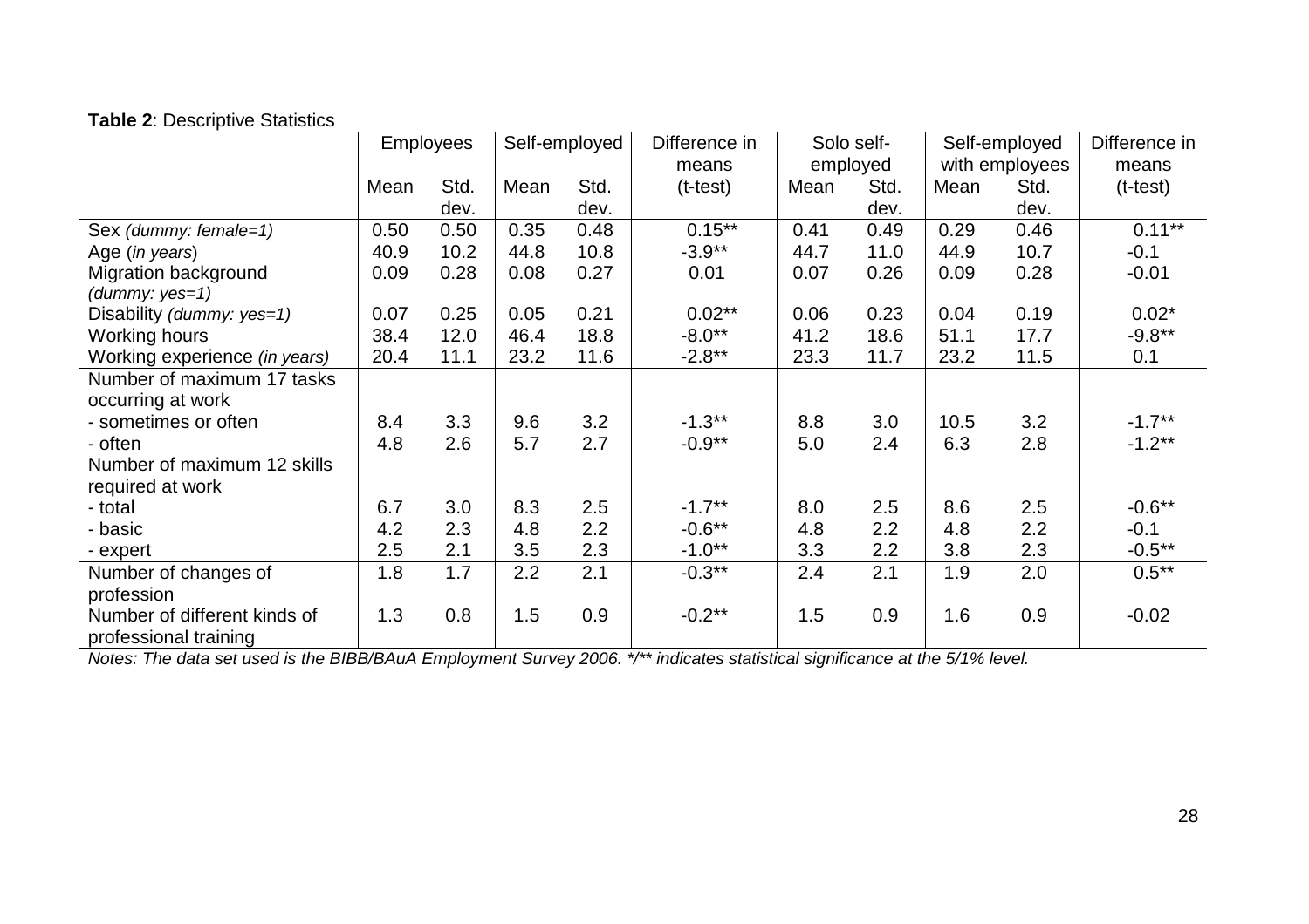**Table 2**: Descriptive Statistics

| | Employees | | Self-employed | | Difference in means | Solo self-employed | | Self-employed with employees | | Difference in means |
|---|---|---|---|---|---|---|---|---|---|---|
| | Mean | Std. dev. | Mean | Std. dev. | (t-test) | Mean | Std. dev. | Mean | Std. dev. | (t-test) |
| Sex *(dummy: female=1)* | 0.50 | 0.50 | 0.35 | 0.48 | 0.15** | 0.41 | 0.49 | 0.29 | 0.46 | 0.11** |
| Age (*in years*) | 40.9 | 10.2 | 44.8 | 10.8 | -3.9** | 44.7 | 11.0 | 44.9 | 10.7 | -0.1 |
| Migration background *(dummy: yes=1)* | 0.09 | 0.28 | 0.08 | 0.27 | 0.01 | 0.07 | 0.26 | 0.09 | 0.28 | -0.01 |
| Disability *(dummy: yes=1)* | 0.07 | 0.25 | 0.05 | 0.21 | 0.02** | 0.06 | 0.23 | 0.04 | 0.19 | 0.02* |
| Working hours | 38.4 | 12.0 | 46.4 | 18.8 | -8.0** | 41.2 | 18.6 | 51.1 | 17.7 | -9.8** |
| Working experience *(in years)* | 20.4 | 11.1 | 23.2 | 11.6 | -2.8** | 23.3 | 11.7 | 23.2 | 11.5 | 0.1 |
| Number of maximum 17 tasks occurring at work | | | | | | | | | | |
| - sometimes or often | 8.4 | 3.3 | 9.6 | 3.2 | -1.3** | 8.8 | 3.0 | 10.5 | 3.2 | -1.7** |
| - often | 4.8 | 2.6 | 5.7 | 2.7 | -0.9** | 5.0 | 2.4 | 6.3 | 2.8 | -1.2** |
| Number of maximum 12 skills required at work | | | | | | | | | | |
| - total | 6.7 | 3.0 | 8.3 | 2.5 | -1.7** | 8.0 | 2.5 | 8.6 | 2.5 | -0.6** |
| - basic | 4.2 | 2.3 | 4.8 | 2.2 | -0.6** | 4.8 | 2.2 | 4.8 | 2.2 | -0.1 |
| - expert | 2.5 | 2.1 | 3.5 | 2.3 | -1.0** | 3.3 | 2.2 | 3.8 | 2.3 | -0.5** |
| Number of changes of profession | 1.8 | 1.7 | 2.2 | 2.1 | -0.3** | 2.4 | 2.1 | 1.9 | 2.0 | 0.5** |
| Number of different kinds of professional training | 1.3 | 0.8 | 1.5 | 0.9 | -0.2** | 1.5 | 0.9 | 1.6 | 0.9 | -0.02 |

*Notes: The data set used is the BIBB/BAuA Employment Survey 2006. */** indicates statistical significance at the 5/1% level.*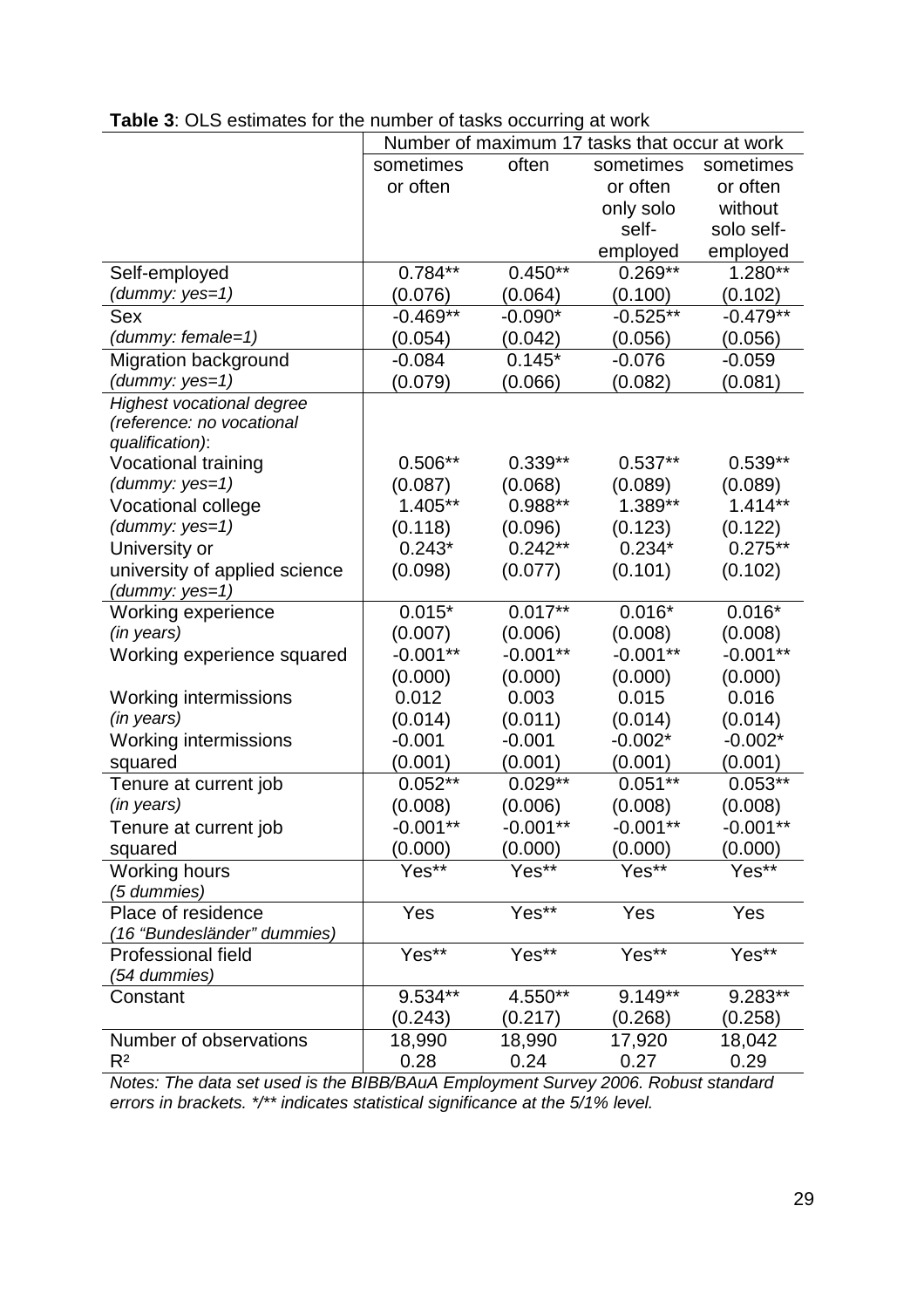**Table 3**: OLS estimates for the number of tasks occurring at work

| | Number of maximum 17 tasks that occur at work | | | |
|---|---|---|---|---|
| | sometimes or often | often | sometimes or often only solo self-employed | sometimes or often without solo self-employed |
| Self-employed *(dummy: yes=1)* | 0.784** (0.076) | 0.450** (0.064) | 0.269** (0.100) | 1.280** (0.102) |
| Sex *(dummy: female=1)* | -0.469** (0.054) | -0.090* (0.042) | -0.525** (0.056) | -0.479** (0.056) |
| Migration background *(dummy: yes=1)* | -0.084 (0.079) | 0.145* (0.066) | -0.076 (0.082) | -0.059 (0.081) |
| *Highest vocational degree (reference: no vocational qualification)*: | | | | |
| Vocational training *(dummy: yes=1)* | 0.506** (0.087) | 0.339** (0.068) | 0.537** (0.089) | 0.539** (0.089) |
| Vocational college *(dummy: yes=1)* | 1.405** (0.118) | 0.988** (0.096) | 1.389** (0.123) | 1.414** (0.122) |
| University or university of applied science *(dummy: yes=1)* | 0.243* (0.098) | 0.242** (0.077) | 0.234* (0.101) | 0.275** (0.102) |
| Working experience *(in years)* | 0.015* (0.007) | 0.017** (0.006) | 0.016* (0.008) | 0.016* (0.008) |
| Working experience squared | -0.001** (0.000) | -0.001** (0.000) | -0.001** (0.000) | -0.001** (0.000) |
| Working intermissions *(in years)* | 0.012 (0.014) | 0.003 (0.011) | 0.015 (0.014) | 0.016 (0.014) |
| Working intermissions squared | -0.001 (0.001) | -0.001 (0.001) | -0.002* (0.001) | -0.002* (0.001) |
| Tenure at current job *(in years)* | 0.052** (0.008) | 0.029** (0.006) | 0.051** (0.008) | 0.053** (0.008) |
| Tenure at current job squared | -0.001** (0.000) | -0.001** (0.000) | -0.001** (0.000) | -0.001** (0.000) |
| Working hours *(5 dummies)* | Yes** | Yes** | Yes** | Yes** |
| Place of residence *(16 "Bundesländer" dummies)* | Yes | Yes** | Yes | Yes |
| Professional field *(54 dummies)* | Yes** | Yes** | Yes** | Yes** |
| Constant | 9.534** (0.243) | 4.550** (0.217) | 9.149** (0.268) | 9.283** (0.258) |
| Number of observations | 18,990 | 18,990 | 17,920 | 18,042 |
| $R^2$ | 0.28 | 0.24 | 0.27 | 0.29 |

*Notes: The data set used is the BIBB/BAuA Employment Survey 2006. Robust standard errors in brackets. */** indicates statistical significance at the 5/1% level.*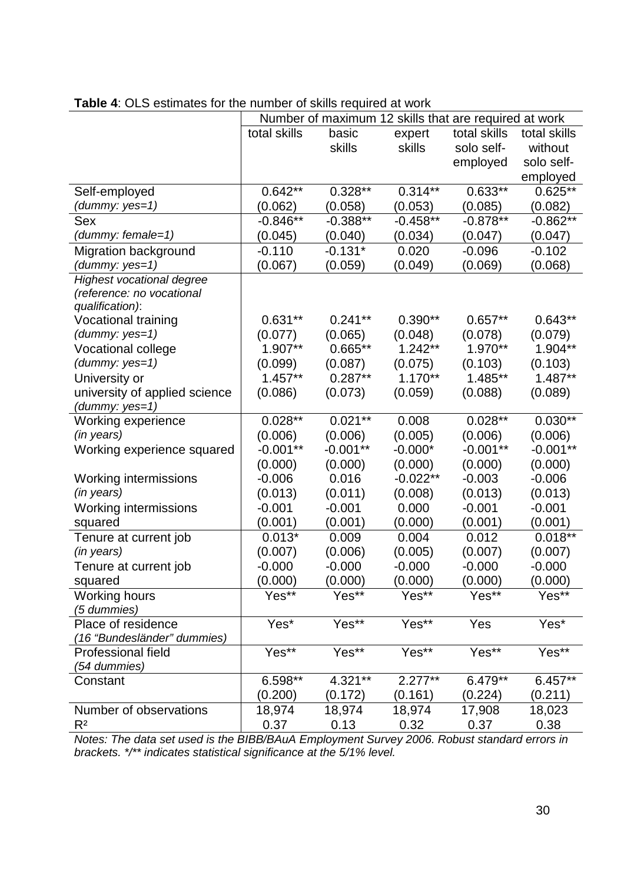**Table 4**: OLS estimates for the number of skills required at work

| | Number of maximum 12 skills that are required at work | | | | |
|---|---|---|---|---|---|
| | total skills | basic skills | expert skills | total skills solo self-employed | total skills without solo self-employed |
| Self-employed | 0.642** | 0.328** | 0.314** | 0.633** | 0.625** |
| *(dummy: yes=1)* | (0.062) | (0.058) | (0.053) | (0.085) | (0.082) |
| Sex | -0.846** | -0.388** | -0.458** | -0.878** | -0.862** |
| *(dummy: female=1)* | (0.045) | (0.040) | (0.034) | (0.047) | (0.047) |
| Migration background | -0.110 | -0.131* | 0.020 | -0.096 | -0.102 |
| *(dummy: yes=1)* | (0.067) | (0.059) | (0.049) | (0.069) | (0.068) |
| *Highest vocational degree (reference: no vocational qualification)*: | | | | | |
| Vocational training | 0.631** | 0.241** | 0.390** | 0.657** | 0.643** |
| *(dummy: yes=1)* | (0.077) | (0.065) | (0.048) | (0.078) | (0.079) |
| Vocational college | 1.907** | 0.665** | 1.242** | 1.970** | 1.904** |
| *(dummy: yes=1)* | (0.099) | (0.087) | (0.075) | (0.103) | (0.103) |
| University or university of applied science | 1.457** | 0.287** | 1.170** | 1.485** | 1.487** |
| *(dummy: yes=1)* | (0.086) | (0.073) | (0.059) | (0.088) | (0.089) |
| Working experience | 0.028** | 0.021** | 0.008 | 0.028** | 0.030** |
| *(in years)* | (0.006) | (0.006) | (0.005) | (0.006) | (0.006) |
| Working experience squared | -0.001** | -0.001** | -0.000* | -0.001** | -0.001** |
| | (0.000) | (0.000) | (0.000) | (0.000) | (0.000) |
| Working intermissions | -0.006 | 0.016 | -0.022** | -0.003 | -0.006 |
| *(in years)* | (0.013) | (0.011) | (0.008) | (0.013) | (0.013) |
| Working intermissions | -0.001 | -0.001 | 0.000 | -0.001 | -0.001 |
| squared | (0.001) | (0.001) | (0.000) | (0.001) | (0.001) |
| Tenure at current job | 0.013* | 0.009 | 0.004 | 0.012 | 0.018** |
| *(in years)* | (0.007) | (0.006) | (0.005) | (0.007) | (0.007) |
| Tenure at current job | -0.000 | -0.000 | -0.000 | -0.000 | -0.000 |
| squared | (0.000) | (0.000) | (0.000) | (0.000) | (0.000) |
| Working hours *(5 dummies)* | Yes** | Yes** | Yes** | Yes** | Yes** |
| Place of residence *(16 "Bundesländer" dummies)* | Yes* | Yes** | Yes** | Yes | Yes* |
| Professional field *(54 dummies)* | Yes** | Yes** | Yes** | Yes** | Yes** |
| Constant | 6.598** | 4.321** | 2.277** | 6.479** | 6.457** |
| | (0.200) | (0.172) | (0.161) | (0.224) | (0.211) |
| Number of observations | 18,974 | 18,974 | 18,974 | 17,908 | 18,023 |
| $R^2$ | 0.37 | 0.13 | 0.32 | 0.37 | 0.38 |

*Notes: The data set used is the BIBB/BAuA Employment Survey 2006. Robust standard errors in brackets. */** indicates statistical significance at the 5/1% level.*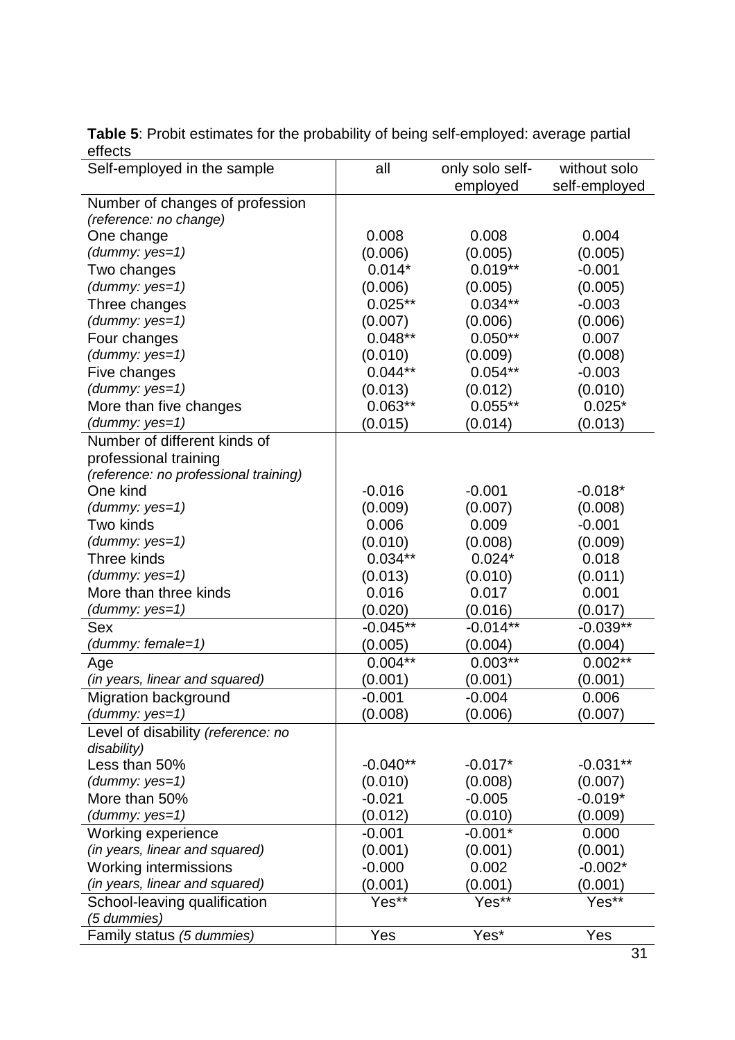**Table 5**: Probit estimates for the probability of being self-employed: average partial effects

| Self-employed in the sample | all | only solo self-employed | without solo self-employed |
|---|---|---|---|
| Number of changes of profession *(reference: no change)* | | | |
| One change | 0.008 | 0.008 | 0.004 |
| *(dummy: yes=1)* | (0.006) | (0.005) | (0.005) |
| Two changes | 0.014* | 0.019** | -0.001 |
| *(dummy: yes=1)* | (0.006) | (0.005) | (0.005) |
| Three changes | 0.025** | 0.034** | -0.003 |
| *(dummy: yes=1)* | (0.007) | (0.006) | (0.006) |
| Four changes | 0.048** | 0.050** | 0.007 |
| *(dummy: yes=1)* | (0.010) | (0.009) | (0.008) |
| Five changes | 0.044** | 0.054** | -0.003 |
| *(dummy: yes=1)* | (0.013) | (0.012) | (0.010) |
| More than five changes | 0.063** | 0.055** | 0.025* |
| *(dummy: yes=1)* | (0.015) | (0.014) | (0.013) |
| Number of different kinds of professional training *(reference: no professional training)* | | | |
| One kind | -0.016 | -0.001 | -0.018* |
| *(dummy: yes=1)* | (0.009) | (0.007) | (0.008) |
| Two kinds | 0.006 | 0.009 | -0.001 |
| *(dummy: yes=1)* | (0.010) | (0.008) | (0.009) |
| Three kinds | 0.034** | 0.024* | 0.018 |
| *(dummy: yes=1)* | (0.013) | (0.010) | (0.011) |
| More than three kinds | 0.016 | 0.017 | 0.001 |
| *(dummy: yes=1)* | (0.020) | (0.016) | (0.017) |
| Sex | -0.045** | -0.014** | -0.039** |
| *(dummy: female=1)* | (0.005) | (0.004) | (0.004) |
| Age | 0.004** | 0.003** | 0.002** |
| *(in years, linear and squared)* | (0.001) | (0.001) | (0.001) |
| Migration background | -0.001 | -0.004 | 0.006 |
| *(dummy: yes=1)* | (0.008) | (0.006) | (0.007) |
| Level of disability *(reference: no disability)* | | | |
| Less than 50% | -0.040** | -0.017* | -0.031** |
| *(dummy: yes=1)* | (0.010) | (0.008) | (0.007) |
| More than 50% | -0.021 | -0.005 | -0.019* |
| *(dummy: yes=1)* | (0.012) | (0.010) | (0.009) |
| Working experience | -0.001 | -0.001* | 0.000 |
| *(in years, linear and squared)* | (0.001) | (0.001) | (0.001) |
| Working intermissions | -0.000 | 0.002 | -0.002* |
| *(in years, linear and squared)* | (0.001) | (0.001) | (0.001) |
| School-leaving qualification *(5 dummies)* | Yes** | Yes** | Yes** |
| Family status *(5 dummies)* | Yes | Yes* | Yes |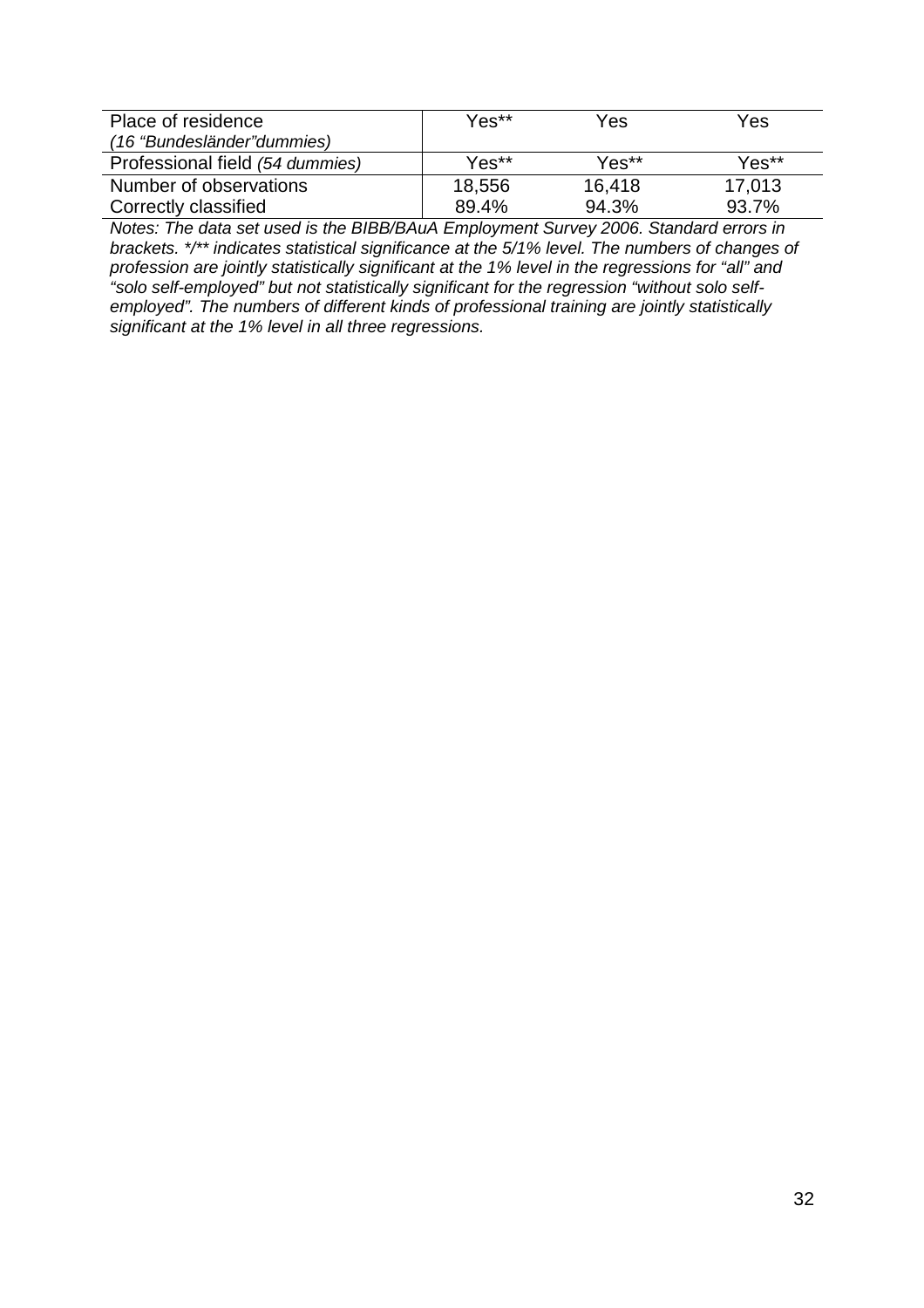| | | | |
|---|---|---|---|
| Place of residence *(16 "Bundesländer"dummies)* | Yes** | Yes | Yes |
| Professional field *(54 dummies)* | Yes** | Yes** | Yes** |
| Number of observations | 18,556 | 16,418 | 17,013 |
| Correctly classified | 89.4% | 94.3% | 93.7% |

*Notes: The data set used is the BIBB/BAuA Employment Survey 2006. Standard errors in brackets. */** indicates statistical significance at the 5/1% level. The numbers of changes of profession are jointly statistically significant at the 1% level in the regressions for "all" and "solo self-employed" but not statistically significant for the regression "without solo self-employed". The numbers of different kinds of professional training are jointly statistically significant at the 1% level in all three regressions.*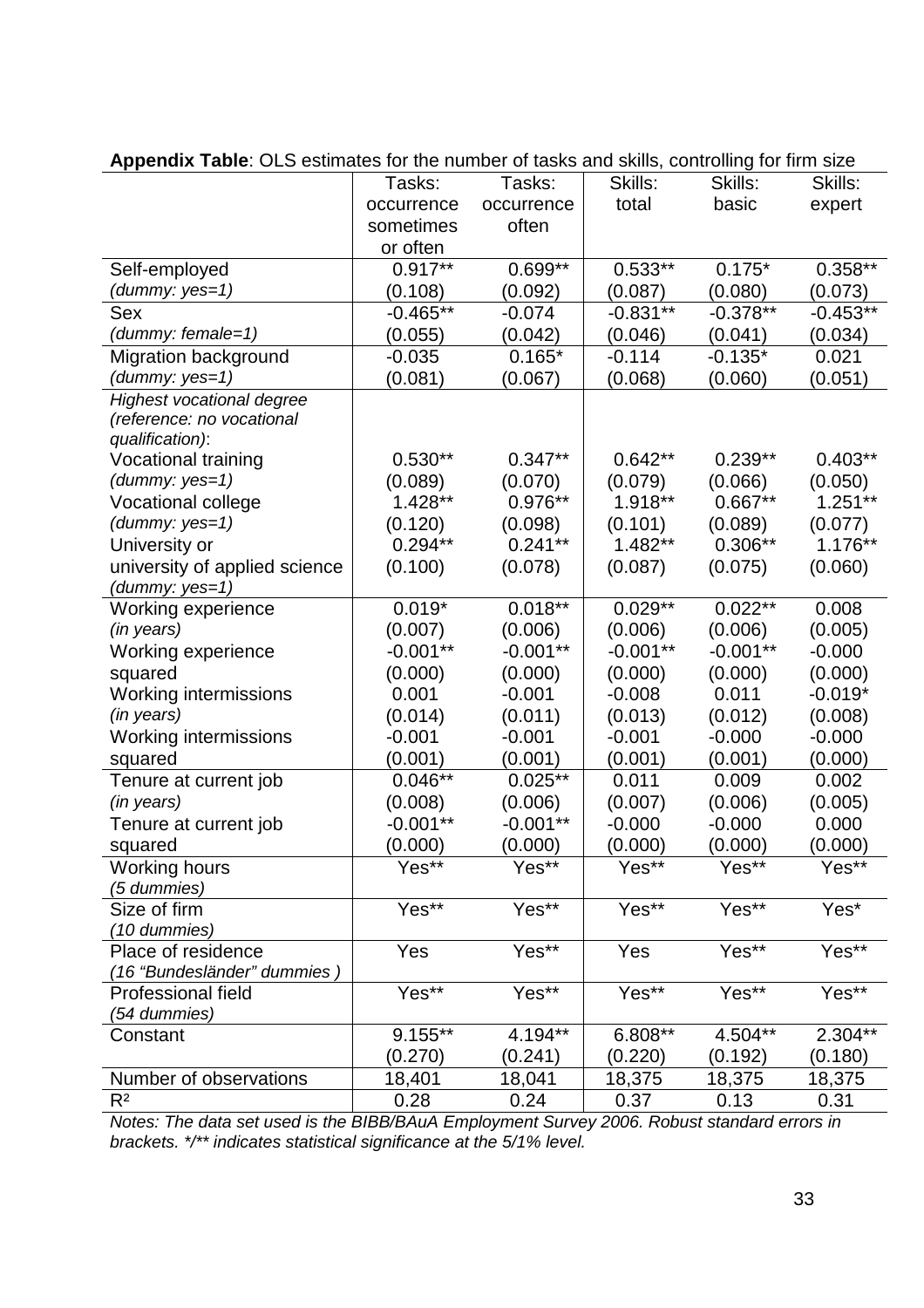**Appendix Table**: OLS estimates for the number of tasks and skills, controlling for firm size

| | Tasks: occurrence sometimes or often | Tasks: occurrence often | Skills: total | Skills: basic | Skills: expert |
|---|---|---|---|---|---|
| Self-employed | 0.917** | 0.699** | 0.533** | 0.175* | 0.358** |
| *(dummy: yes=1)* | (0.108) | (0.092) | (0.087) | (0.080) | (0.073) |
| Sex | -0.465** | -0.074 | -0.831** | -0.378** | -0.453** |
| *(dummy: female=1)* | (0.055) | (0.042) | (0.046) | (0.041) | (0.034) |
| Migration background | -0.035 | 0.165* | -0.114 | -0.135* | 0.021 |
| *(dummy: yes=1)* | (0.081) | (0.067) | (0.068) | (0.060) | (0.051) |
| *Highest vocational degree (reference: no vocational qualification)*: | | | | | |
| Vocational training | 0.530** | 0.347** | 0.642** | 0.239** | 0.403** |
| *(dummy: yes=1)* | (0.089) | (0.070) | (0.079) | (0.066) | (0.050) |
| Vocational college | 1.428** | 0.976** | 1.918** | 0.667** | 1.251** |
| *(dummy: yes=1)* | (0.120) | (0.098) | (0.101) | (0.089) | (0.077) |
| University or university of applied science | 0.294** | 0.241** | 1.482** | 0.306** | 1.176** |
| *(dummy: yes=1)* | (0.100) | (0.078) | (0.087) | (0.075) | (0.060) |
| Working experience | 0.019* | 0.018** | 0.029** | 0.022** | 0.008 |
| *(in years)* | (0.007) | (0.006) | (0.006) | (0.006) | (0.005) |
| Working experience | -0.001** | -0.001** | -0.001** | -0.001** | -0.000 |
| squared | (0.000) | (0.000) | (0.000) | (0.000) | (0.000) |
| Working intermissions | 0.001 | -0.001 | -0.008 | 0.011 | -0.019* |
| *(in years)* | (0.014) | (0.011) | (0.013) | (0.012) | (0.008) |
| Working intermissions | -0.001 | -0.001 | -0.001 | -0.000 | -0.000 |
| squared | (0.001) | (0.001) | (0.001) | (0.001) | (0.000) |
| Tenure at current job | 0.046** | 0.025** | 0.011 | 0.009 | 0.002 |
| *(in years)* | (0.008) | (0.006) | (0.007) | (0.006) | (0.005) |
| Tenure at current job | -0.001** | -0.001** | -0.000 | -0.000 | 0.000 |
| squared | (0.000) | (0.000) | (0.000) | (0.000) | (0.000) |
| Working hours *(5 dummies)* | Yes** | Yes** | Yes** | Yes** | Yes** |
| Size of firm *(10 dummies)* | Yes** | Yes** | Yes** | Yes** | Yes* |
| Place of residence *(16 "Bundesländer" dummies )* | Yes | Yes** | Yes | Yes** | Yes** |
| Professional field *(54 dummies)* | Yes** | Yes** | Yes** | Yes** | Yes** |
| Constant | 9.155** | 4.194** | 6.808** | 4.504** | 2.304** |
| | (0.270) | (0.241) | (0.220) | (0.192) | (0.180) |
| Number of observations | 18,401 | 18,041 | 18,375 | 18,375 | 18,375 |
| $R^2$ | 0.28 | 0.24 | 0.37 | 0.13 | 0.31 |

*Notes: The data set used is the BIBB/BAuA Employment Survey 2006. Robust standard errors in brackets. */** indicates statistical significance at the 5/1% level.*